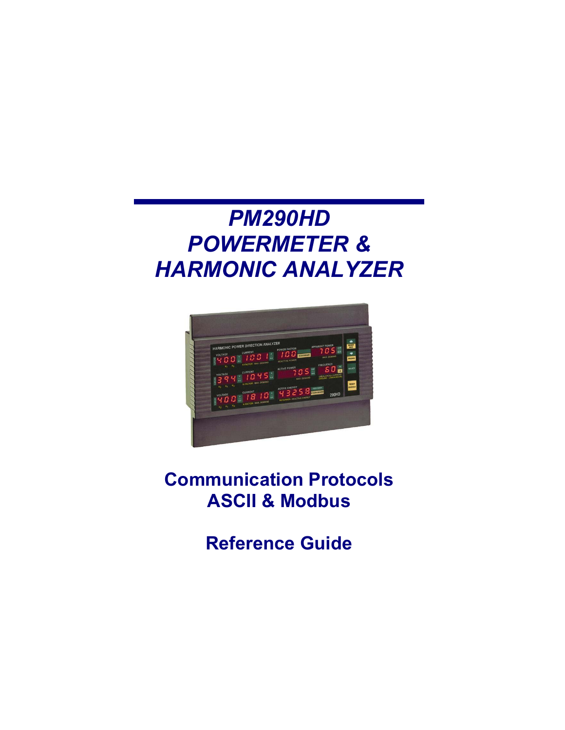# *PM290HD POWERMETER & HARMONIC ANALYZER*

## Communication Protocols ASCII & Modbus

## Reference Guide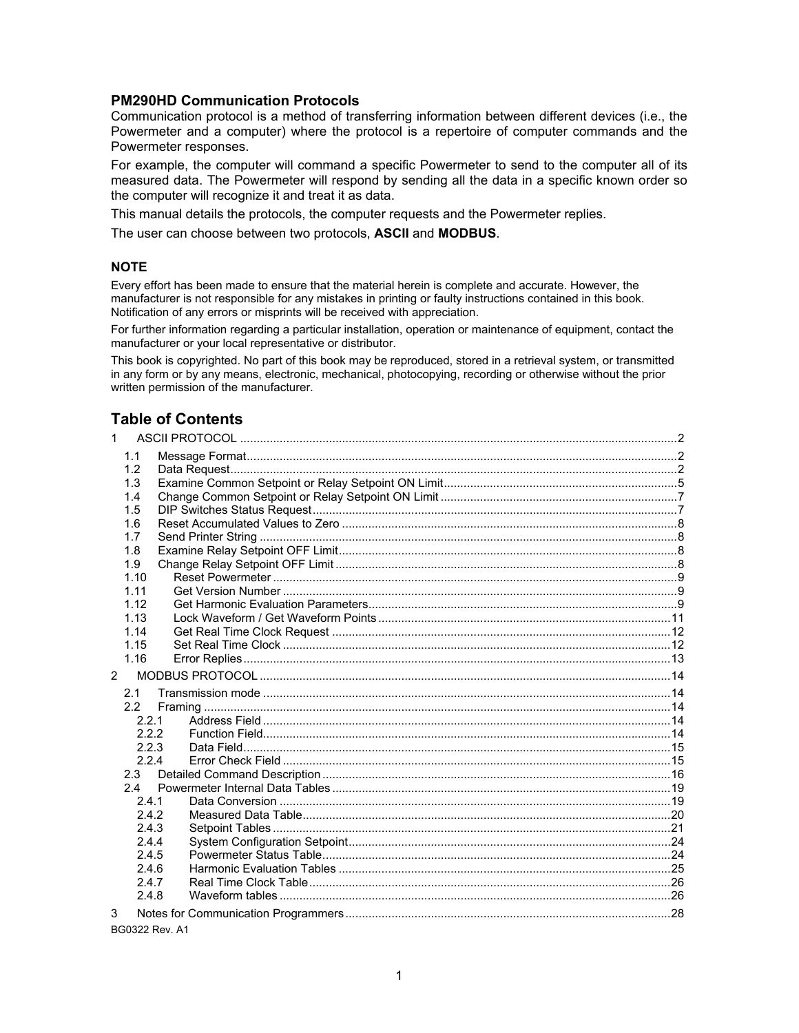## PM290HD Communication Protocols

Communication protocol is a method of transferring information between different devices (i.e., the Powermeter and a computer) where the protocol is a repertoire of computer commands and the Powermeter responses.

For example, the computer will command a specific Powermeter to send to the computer all of its measured data. The Powermeter will respond by sending all the data in a specific known order so the computer will recognize it and treat it as data.

This manual details the protocols, the computer requests and the Powermeter replies.

The user can choose between two protocols, **ASCII** and **MODBUS**.

### NOTE

Every effort has been made to ensure that the material herein is complete and accurate. However, the manufacturer is not responsible for any mistakes in printing or faulty instructions contained in this book. Notification of any errors or misprints will be received with appreciation.

For further information regarding a particular installation, operation or maintenance of equipment, contact the manufacturer or your local representative or distributor.

This book is copyrighted. No part of this book may be reproduced, stored in a retrieval system, or transmitted in any form or by any means, electronic, mechanical, photocopying, recording or otherwise without the prior written permission of the manufacturer.

## Table of Contents

1 ASCII PROTOCOL ..... 2
- 1.1 Message Format ..... 2
- 1.2 Data Request ..... 2
- 1.3 Examine Common Setpoint or Relay Setpoint ON Limit ..... 5
- 1.4 Change Common Setpoint or Relay Setpoint ON Limit ..... 7
- 1.5 DIP Switches Status Request ..... 7
- 1.6 Reset Accumulated Values to Zero ..... 8
- 1.7 Send Printer String ..... 8
- 1.8 Examine Relay Setpoint OFF Limit ..... 8
- 1.9 Change Relay Setpoint OFF Limit ..... 8
- 1.10 Reset Powermeter ..... 9
- 1.11 Get Version Number ..... 9
- 1.12 Get Harmonic Evaluation Parameters ..... 9
- 1.13 Lock Waveform / Get Waveform Points ..... 11
- 1.14 Get Real Time Clock Request ..... 12
- 1.15 Set Real Time Clock ..... 12
- 1.16 Error Replies ..... 13

2 MODBUS PROTOCOL ..... 14
- 2.1 Transmission mode ..... 14
- 2.2 Framing ..... 14
  - 2.2.1 Address Field ..... 14
  - 2.2.2 Function Field ..... 14
  - 2.2.3 Data Field ..... 15
  - 2.2.4 Error Check Field ..... 15
- 2.3 Detailed Command Description ..... 16
- 2.4 Powermeter Internal Data Tables ..... 19
  - 2.4.1 Data Conversion ..... 19
  - 2.4.2 Measured Data Table ..... 20
  - 2.4.3 Setpoint Tables ..... 21
  - 2.4.4 System Configuration Setpoint ..... 24
  - 2.4.5 Powermeter Status Table ..... 24
  - 2.4.6 Harmonic Evaluation Tables ..... 25
  - 2.4.7 Real Time Clock Table ..... 26
  - 2.4.8 Waveform tables ..... 26

3 Notes for Communication Programmers ..... 28

BG0322 Rev. A1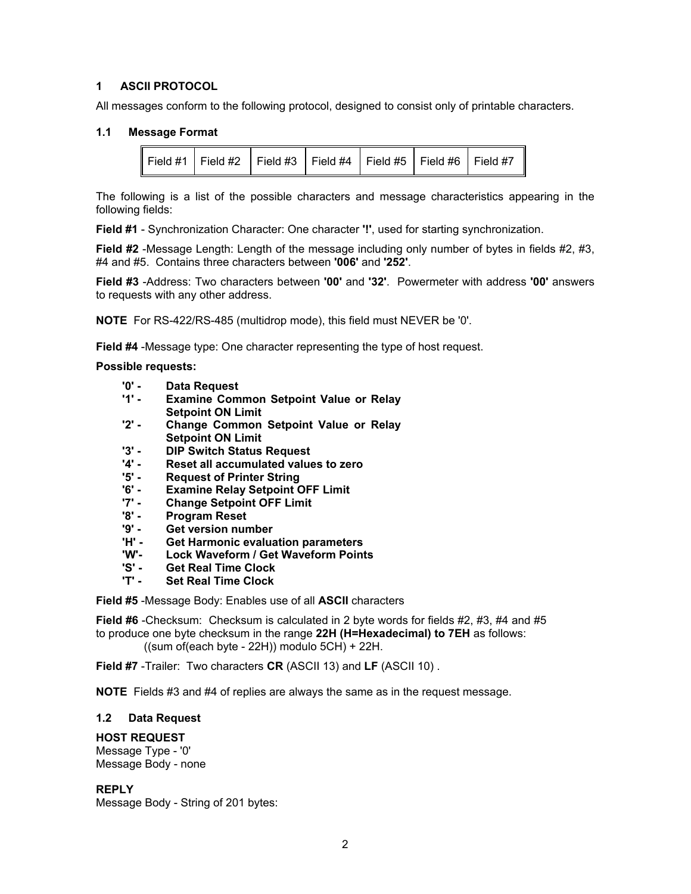# 1 ASCII PROTOCOL

All messages conform to the following protocol, designed to consist only of printable characters.

## 1.1 Message Format

| Field #1 | Field #2 | Field #3 | Field #4 | Field #5 | Field #6 | Field #7 |
|---|---|---|---|---|---|---|

The following is a list of the possible characters and message characteristics appearing in the following fields:

**Field #1** - Synchronization Character: One character **'!'**, used for starting synchronization.

**Field #2** -Message Length: Length of the message including only number of bytes in fields #2, #3, #4 and #5. Contains three characters between **'006'** and **'252'**.

**Field #3** -Address: Two characters between **'00'** and **'32'**. Powermeter with address **'00'** answers to requests with any other address.

**NOTE** For RS-422/RS-485 (multidrop mode), this field must NEVER be '0'.

**Field #4** -Message type: One character representing the type of host request.

**Possible requests:**

- **'0' - Data Request**
- **'1' - Examine Common Setpoint Value or Relay Setpoint ON Limit**
- **'2' - Change Common Setpoint Value or Relay Setpoint ON Limit**
- **'3' - DIP Switch Status Request**
- **'4' - Reset all accumulated values to zero**
- **'5' - Request of Printer String**
- **'6' - Examine Relay Setpoint OFF Limit**
- **'7' - Change Setpoint OFF Limit**
- **'8' - Program Reset**
- **'9' - Get version number**
- **'H' - Get Harmonic evaluation parameters**
- **'W'- Lock Waveform / Get Waveform Points**
- **'S' - Get Real Time Clock**
- **'T' - Set Real Time Clock**

**Field #5** -Message Body: Enables use of all **ASCII** characters

**Field #6** -Checksum: Checksum is calculated in 2 byte words for fields #2, #3, #4 and #5 to produce one byte checksum in the range **22H (H=Hexadecimal) to 7EH** as follows:
((sum of(each byte - 22H)) modulo 5CH) + 22H.

**Field #7** -Trailer: Two characters **CR** (ASCII 13) and **LF** (ASCII 10) .

**NOTE** Fields #3 and #4 of replies are always the same as in the request message.

## 1.2 Data Request

**HOST REQUEST**
Message Type - '0'
Message Body - none

**REPLY**
Message Body - String of 201 bytes: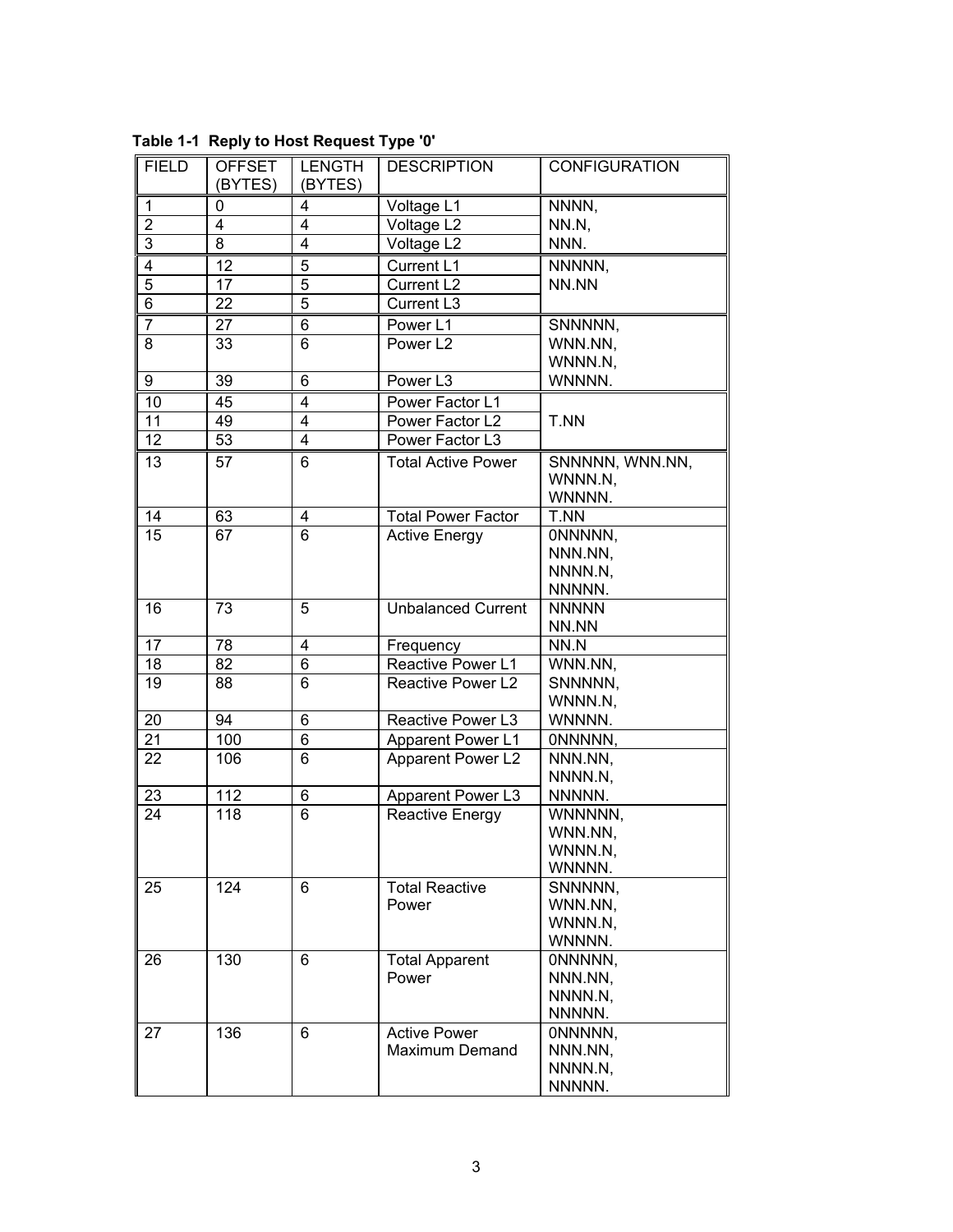**Table 1-1 Reply to Host Request Type '0'**

| FIELD | OFFSET (BYTES) | LENGTH (BYTES) | DESCRIPTION | CONFIGURATION |
|---|---|---|---|---|
| 1 | 0 | 4 | Voltage L1 | NNNN, NN.N, NNN. |
| 2 | 4 | 4 | Voltage L2 | |
| 3 | 8 | 4 | Voltage L2 | |
| 4 | 12 | 5 | Current L1 | NNNNN, NN.NN |
| 5 | 17 | 5 | Current L2 | |
| 6 | 22 | 5 | Current L3 | |
| 7 | 27 | 6 | Power L1 | SNNNNN, WNN.NN, WNNN.N, WNNNN. |
| 8 | 33 | 6 | Power L2 | |
| 9 | 39 | 6 | Power L3 | |
| 10 | 45 | 4 | Power Factor L1 | T.NN |
| 11 | 49 | 4 | Power Factor L2 | |
| 12 | 53 | 4 | Power Factor L3 | |
| 13 | 57 | 6 | Total Active Power | SNNNNN, WNN.NN, WNNN.N, WNNNN. |
| 14 | 63 | 4 | Total Power Factor | T.NN |
| 15 | 67 | 6 | Active Energy | 0NNNNN, NNN.NN, NNNN.N, NNNNN. |
| 16 | 73 | 5 | Unbalanced Current | NNNNN NN.NN |
| 17 | 78 | 4 | Frequency | NN.N |
| 18 | 82 | 6 | Reactive Power L1 | WNN.NN, SNNNNN, WNNN.N, WNNNN. |
| 19 | 88 | 6 | Reactive Power L2 | |
| 20 | 94 | 6 | Reactive Power L3 | |
| 21 | 100 | 6 | Apparent Power L1 | 0NNNNN, NNN.NN, NNNN.N, NNNNN. |
| 22 | 106 | 6 | Apparent Power L2 | |
| 23 | 112 | 6 | Apparent Power L3 | |
| 24 | 118 | 6 | Reactive Energy | WNNNNN, WNN.NN, WNNN.N, WNNNN. |
| 25 | 124 | 6 | Total Reactive Power | SNNNNN, WNN.NN, WNNN.N, WNNNN. |
| 26 | 130 | 6 | Total Apparent Power | 0NNNNN, NNN.NN, NNNN.N, NNNNN. |
| 27 | 136 | 6 | Active Power Maximum Demand | 0NNNNN, NNN.NN, NNNN.N, NNNNN. |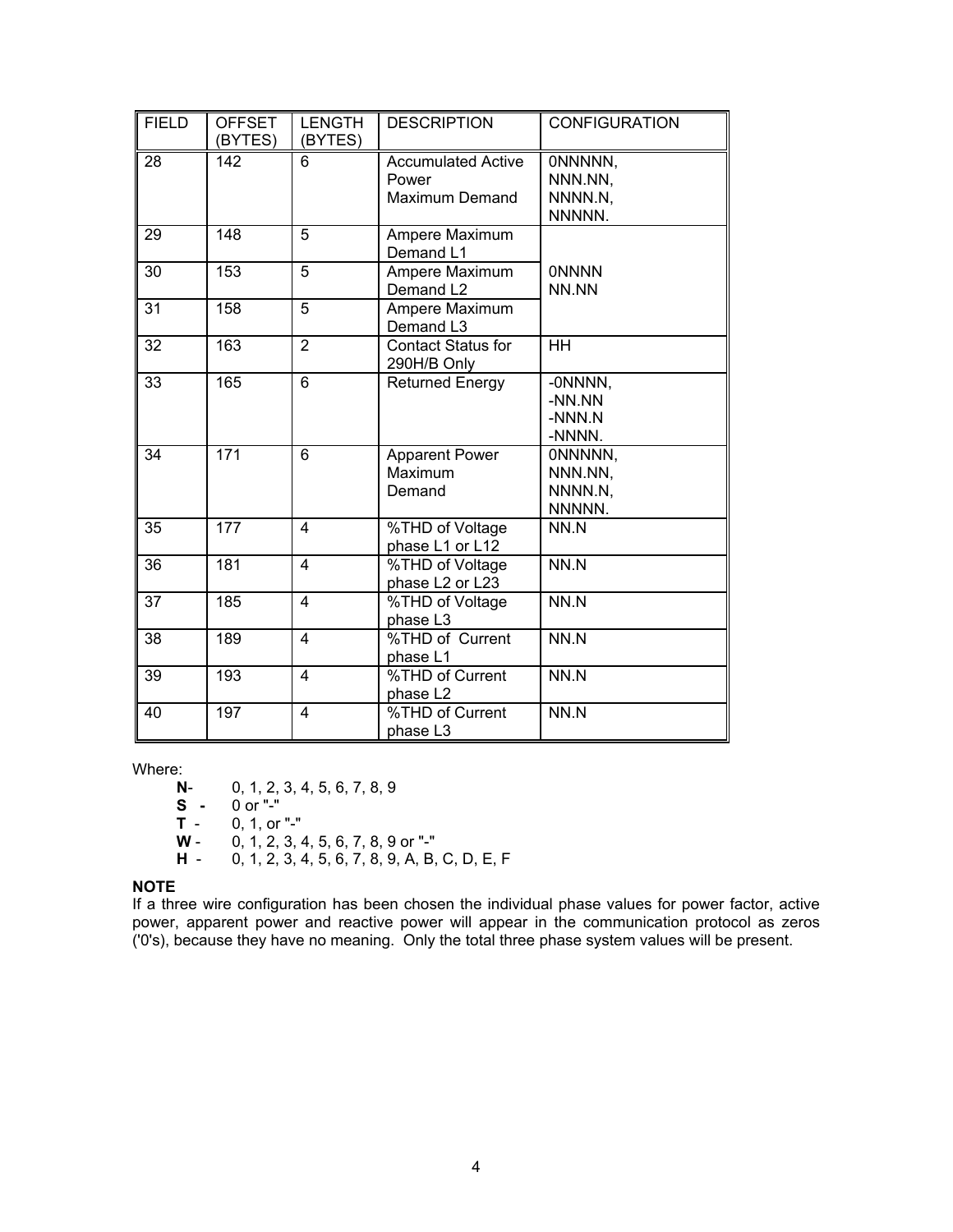| FIELD | OFFSET (BYTES) | LENGTH (BYTES) | DESCRIPTION | CONFIGURATION |
|---|---|---|---|---|
| 28 | 142 | 6 | Accumulated Active Power Maximum Demand | 0NNNNN, NNN.NN, NNNN.N, NNNNN. |
| 29 | 148 | 5 | Ampere Maximum Demand L1 | 0NNNN NN.NN |
| 30 | 153 | 5 | Ampere Maximum Demand L2 | |
| 31 | 158 | 5 | Ampere Maximum Demand L3 | |
| 32 | 163 | 2 | Contact Status for 290H/B Only | HH |
| 33 | 165 | 6 | Returned Energy | -0NNNN, -NN.NN -NNN.N -NNNN. |
| 34 | 171 | 6 | Apparent Power Maximum Demand | 0NNNNN, NNN.NN, NNNN.N, NNNNN. |
| 35 | 177 | 4 | %THD of Voltage phase L1 or L12 | NN.N |
| 36 | 181 | 4 | %THD of Voltage phase L2 or L23 | NN.N |
| 37 | 185 | 4 | %THD of Voltage phase L3 | NN.N |
| 38 | 189 | 4 | %THD of Current phase L1 | NN.N |
| 39 | 193 | 4 | %THD of Current phase L2 | NN.N |
| 40 | 197 | 4 | %THD of Current phase L3 | NN.N |

Where:

- **N**- 0, 1, 2, 3, 4, 5, 6, 7, 8, 9
- **S -** 0 or "-"
- **T** - 0, 1, or "-"
- **W** - 0, 1, 2, 3, 4, 5, 6, 7, 8, 9 or "-"
- **H** - 0, 1, 2, 3, 4, 5, 6, 7, 8, 9, A, B, C, D, E, F

**NOTE**

If a three wire configuration has been chosen the individual phase values for power factor, active power, apparent power and reactive power will appear in the communication protocol as zeros ('0's), because they have no meaning. Only the total three phase system values will be present.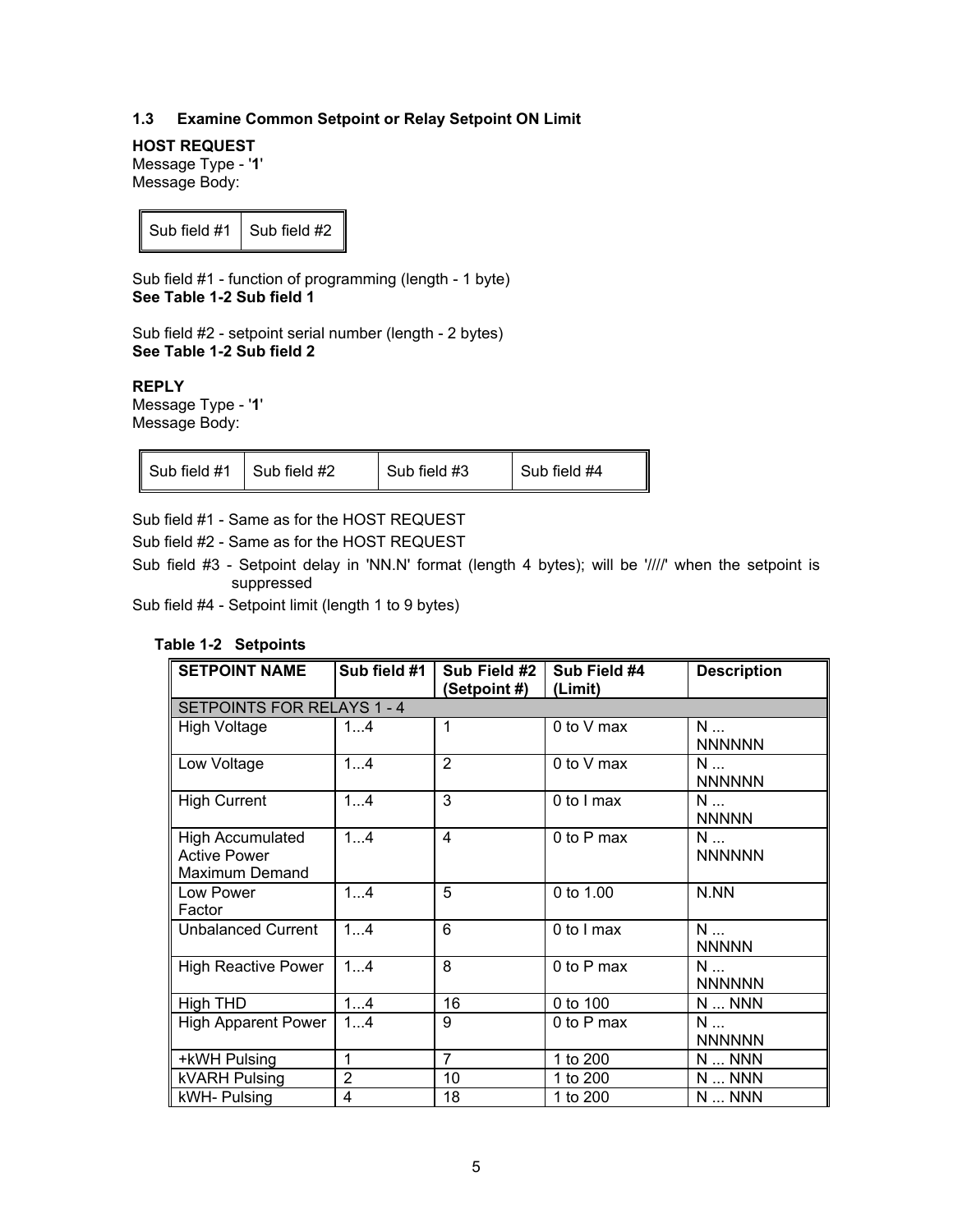### 1.3 Examine Common Setpoint or Relay Setpoint ON Limit

**HOST REQUEST**
Message Type - '**1**'
Message Body:

| Sub field #1 | Sub field #2 |
|---|---|

Sub field #1 - function of programming (length - 1 byte)
**See Table 1-2 Sub field 1**

Sub field #2 - setpoint serial number (length - 2 bytes)
**See Table 1-2 Sub field 2**

**REPLY**
Message Type - '**1**'
Message Body:

| Sub field #1 | Sub field #2 | Sub field #3 | Sub field #4 |
|---|---|---|---|

Sub field #1 - Same as for the HOST REQUEST

Sub field #2 - Same as for the HOST REQUEST

Sub field #3 - Setpoint delay in 'NN.N' format (length 4 bytes); will be '////' when the setpoint is suppressed

Sub field #4 - Setpoint limit (length 1 to 9 bytes)

**Table 1-2 Setpoints**

| SETPOINT NAME | Sub field #1 | Sub Field #2 (Setpoint #) | Sub Field #4 (Limit) | Description |
|---|---|---|---|---|
| SETPOINTS FOR RELAYS 1 - 4 | | | | |
| High Voltage | 1...4 | 1 | 0 to V max | N ... NNNNNN |
| Low Voltage | 1...4 | 2 | 0 to V max | N ... NNNNNN |
| High Current | 1...4 | 3 | 0 to I max | N ... NNNNN |
| High Accumulated Active Power Maximum Demand | 1...4 | 4 | 0 to P max | N ... NNNNNN |
| Low Power Factor | 1...4 | 5 | 0 to 1.00 | N.NN |
| Unbalanced Current | 1...4 | 6 | 0 to I max | N ... NNNNN |
| High Reactive Power | 1...4 | 8 | 0 to P max | N ... NNNNNN |
| High THD | 1...4 | 16 | 0 to 100 | N ... NNN |
| High Apparent Power | 1...4 | 9 | 0 to P max | N ... NNNNNN |
| +kWH Pulsing | 1 | 7 | 1 to 200 | N ... NNN |
| kVARH Pulsing | 2 | 10 | 1 to 200 | N ... NNN |
| kWH- Pulsing | 4 | 18 | 1 to 200 | N ... NNN |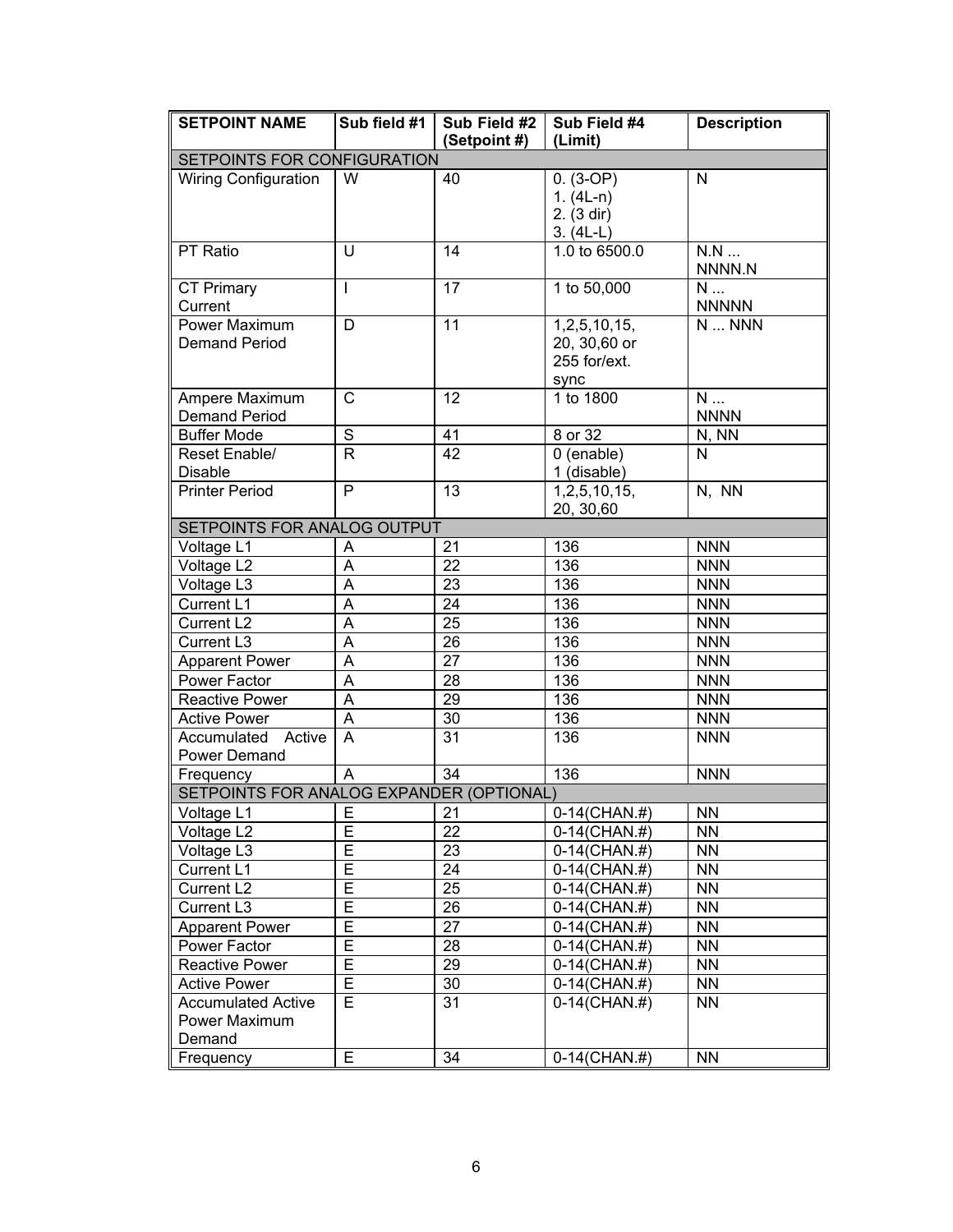| SETPOINT NAME | Sub field #1 | Sub Field #2 (Setpoint #) | Sub Field #4 (Limit) | Description |
|---|---|---|---|---|
| SETPOINTS FOR CONFIGURATION | | | | |
| Wiring Configuration | W | 40 | 0. (3-OP)<br>1. (4L-n)<br>2. (3 dir)<br>3. (4L-L) | N |
| PT Ratio | U | 14 | 1.0 to 6500.0 | N.N ... NNNN.N |
| CT Primary Current | I | 17 | 1 to 50,000 | N ... NNNNN |
| Power Maximum Demand Period | D | 11 | 1,2,5,10,15, 20, 30,60 or 255 for/ext. sync | N ... NNN |
| Ampere Maximum Demand Period | C | 12 | 1 to 1800 | N ... NNNN |
| Buffer Mode | S | 41 | 8 or 32 | N, NN |
| Reset Enable/ Disable | R | 42 | 0 (enable)<br>1 (disable) | N |
| Printer Period | P | 13 | 1,2,5,10,15, 20, 30,60 | N, NN |
| SETPOINTS FOR ANALOG OUTPUT | | | | |
| Voltage L1 | A | 21 | 136 | NNN |
| Voltage L2 | A | 22 | 136 | NNN |
| Voltage L3 | A | 23 | 136 | NNN |
| Current L1 | A | 24 | 136 | NNN |
| Current L2 | A | 25 | 136 | NNN |
| Current L3 | A | 26 | 136 | NNN |
| Apparent Power | A | 27 | 136 | NNN |
| Power Factor | A | 28 | 136 | NNN |
| Reactive Power | A | 29 | 136 | NNN |
| Active Power | A | 30 | 136 | NNN |
| Accumulated Active Power Demand | A | 31 | 136 | NNN |
| Frequency | A | 34 | 136 | NNN |
| SETPOINTS FOR ANALOG EXPANDER (OPTIONAL) | | | | |
| Voltage L1 | E | 21 | 0-14(CHAN.#) | NN |
| Voltage L2 | E | 22 | 0-14(CHAN.#) | NN |
| Voltage L3 | E | 23 | 0-14(CHAN.#) | NN |
| Current L1 | E | 24 | 0-14(CHAN.#) | NN |
| Current L2 | E | 25 | 0-14(CHAN.#) | NN |
| Current L3 | E | 26 | 0-14(CHAN.#) | NN |
| Apparent Power | E | 27 | 0-14(CHAN.#) | NN |
| Power Factor | E | 28 | 0-14(CHAN.#) | NN |
| Reactive Power | E | 29 | 0-14(CHAN.#) | NN |
| Active Power | E | 30 | 0-14(CHAN.#) | NN |
| Accumulated Active Power Maximum Demand | E | 31 | 0-14(CHAN.#) | NN |
| Frequency | E | 34 | 0-14(CHAN.#) | NN |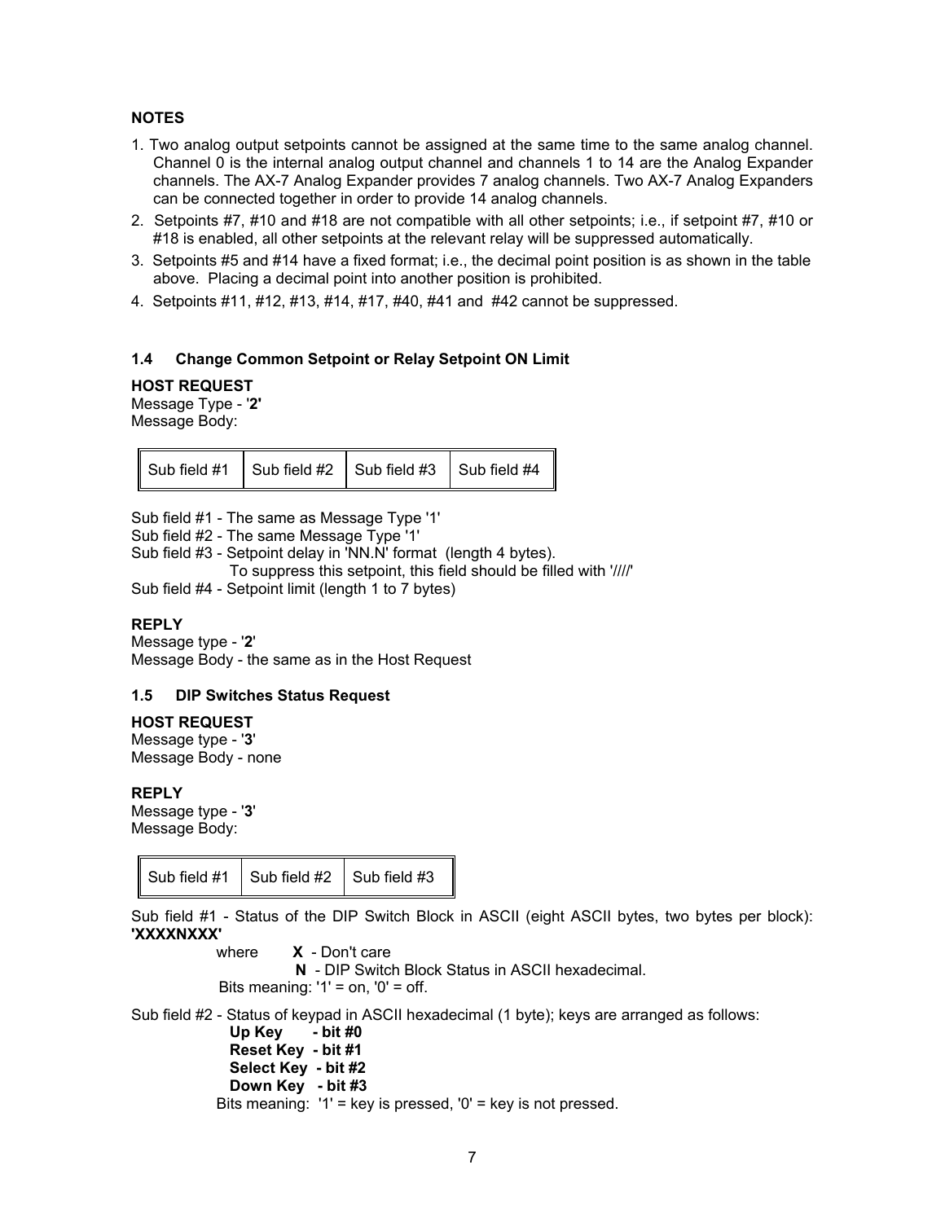**NOTES**

1. Two analog output setpoints cannot be assigned at the same time to the same analog channel. Channel 0 is the internal analog output channel and channels 1 to 14 are the Analog Expander channels. The AX-7 Analog Expander provides 7 analog channels. Two AX-7 Analog Expanders can be connected together in order to provide 14 analog channels.
2. Setpoints #7, #10 and #18 are not compatible with all other setpoints; i.e., if setpoint #7, #10 or #18 is enabled, all other setpoints at the relevant relay will be suppressed automatically.
3. Setpoints #5 and #14 have a fixed format; i.e., the decimal point position is as shown in the table above. Placing a decimal point into another position is prohibited.
4. Setpoints #11, #12, #13, #14, #17, #40, #41 and #42 cannot be suppressed.

## 1.4 Change Common Setpoint or Relay Setpoint ON Limit

**HOST REQUEST**
Message Type - '**2**'
Message Body:

| Sub field #1 | Sub field #2 | Sub field #3 | Sub field #4 |
|---|---|---|---|

Sub field #1 - The same as Message Type '1'
Sub field #2 - The same Message Type '1'
Sub field #3 - Setpoint delay in 'NN.N' format (length 4 bytes).
To suppress this setpoint, this field should be filled with '////'
Sub field #4 - Setpoint limit (length 1 to 7 bytes)

**REPLY**
Message type - '**2**'
Message Body - the same as in the Host Request

## 1.5 DIP Switches Status Request

**HOST REQUEST**
Message type - '**3**'
Message Body - none

**REPLY**
Message type - '**3**'
Message Body:

| Sub field #1 | Sub field #2 | Sub field #3 |
|---|---|---|

Sub field #1 - Status of the DIP Switch Block in ASCII (eight ASCII bytes, two bytes per block): **'XXXXNXXX'**

where **X** - Don't care
**N** - DIP Switch Block Status in ASCII hexadecimal.
Bits meaning: '1' = on, '0' = off.

Sub field #2 - Status of keypad in ASCII hexadecimal (1 byte); keys are arranged as follows:

**Up Key - bit #0**
**Reset Key - bit #1**
**Select Key - bit #2**
**Down Key - bit #3**

Bits meaning: '1' = key is pressed, '0' = key is not pressed.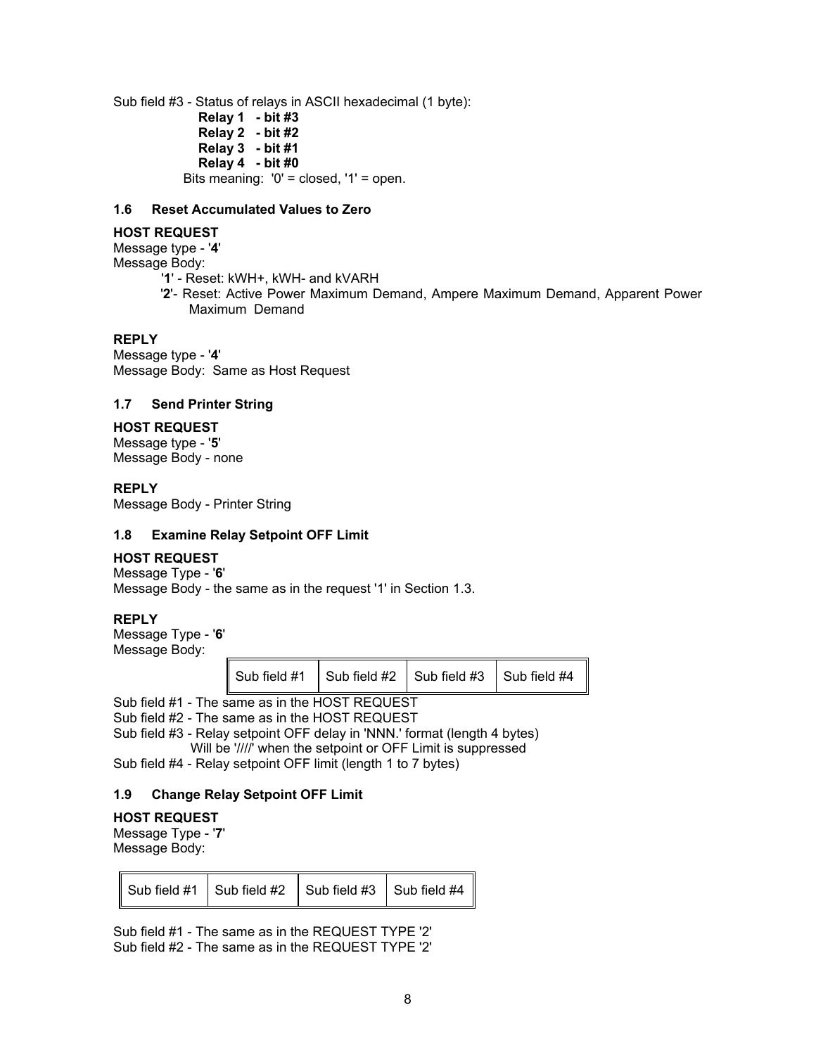Sub field #3 - Status of relays in ASCII hexadecimal (1 byte):

**Relay 1 - bit #3**
**Relay 2 - bit #2**
**Relay 3 - bit #1**
**Relay 4 - bit #0**

Bits meaning: '0' = closed, '1' = open.

### 1.6 Reset Accumulated Values to Zero

**HOST REQUEST**

Message type - '**4**'
Message Body:

'**1**' - Reset: kWH+, kWH- and kVARH
'**2**'- Reset: Active Power Maximum Demand, Ampere Maximum Demand, Apparent Power Maximum Demand

**REPLY**

Message type - '**4**'
Message Body: Same as Host Request

### 1.7 Send Printer String

**HOST REQUEST**

Message type - '**5**'
Message Body - none

**REPLY**

Message Body - Printer String

### 1.8 Examine Relay Setpoint OFF Limit

**HOST REQUEST**

Message Type - '**6**'
Message Body - the same as in the request '1' in Section 1.3.

**REPLY**

Message Type - '**6**'
Message Body:

| Sub field #1 | Sub field #2 | Sub field #3 | Sub field #4 |
|---|---|---|---|

Sub field #1 - The same as in the HOST REQUEST
Sub field #2 - The same as in the HOST REQUEST
Sub field #3 - Relay setpoint OFF delay in 'NNN.' format (length 4 bytes)
Will be '////' when the setpoint or OFF Limit is suppressed
Sub field #4 - Relay setpoint OFF limit (length 1 to 7 bytes)

### 1.9 Change Relay Setpoint OFF Limit

**HOST REQUEST**

Message Type - '**7**'
Message Body:

| Sub field #1 | Sub field #2 | Sub field #3 | Sub field #4 |
|---|---|---|---|

Sub field #1 - The same as in the REQUEST TYPE '2'
Sub field #2 - The same as in the REQUEST TYPE '2'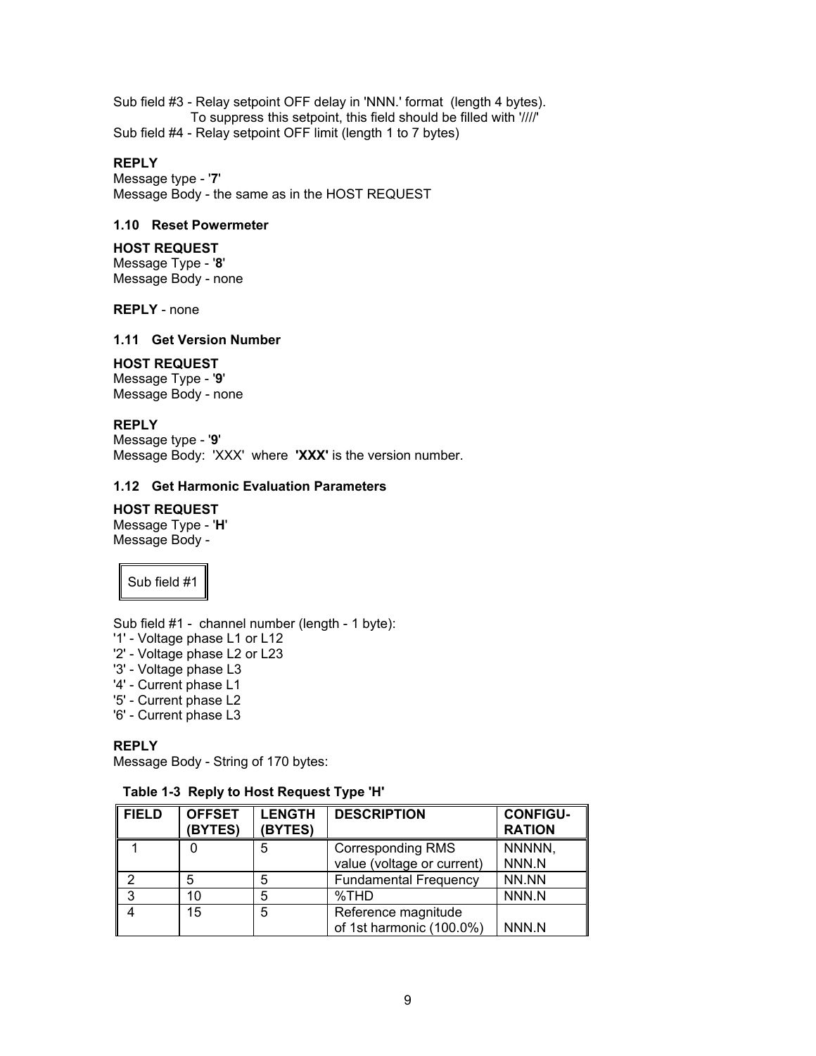Sub field #3 - Relay setpoint OFF delay in 'NNN.' format (length 4 bytes).
To suppress this setpoint, this field should be filled with '////'
Sub field #4 - Relay setpoint OFF limit (length 1 to 7 bytes)

**REPLY**
Message type - '**7**'
Message Body - the same as in the HOST REQUEST

### 1.10 Reset Powermeter

**HOST REQUEST**
Message Type - '**8**'
Message Body - none

**REPLY** - none

### 1.11 Get Version Number

**HOST REQUEST**
Message Type - '**9**'
Message Body - none

**REPLY**
Message type - '**9**'
Message Body: 'XXX' where **'XXX'** is the version number.

### 1.12 Get Harmonic Evaluation Parameters

**HOST REQUEST**
Message Type - '**H**'
Message Body -

| Sub field #1 |
|---|

Sub field #1 - channel number (length - 1 byte):
'1' - Voltage phase L1 or L12
'2' - Voltage phase L2 or L23
'3' - Voltage phase L3
'4' - Current phase L1
'5' - Current phase L2
'6' - Current phase L3

**REPLY**
Message Body - String of 170 bytes:

**Table 1-3 Reply to Host Request Type 'H'**

| FIELD | OFFSET (BYTES) | LENGTH (BYTES) | DESCRIPTION | CONFIGU-RATION |
|---|---|---|---|---|
| 1 | 0 | 5 | Corresponding RMS value (voltage or current) | NNNNN, NNN.N |
| 2 | 5 | 5 | Fundamental Frequency | NN.NN |
| 3 | 10 | 5 | %THD | NNN.N |
| 4 | 15 | 5 | Reference magnitude of 1st harmonic (100.0%) | NNN.N |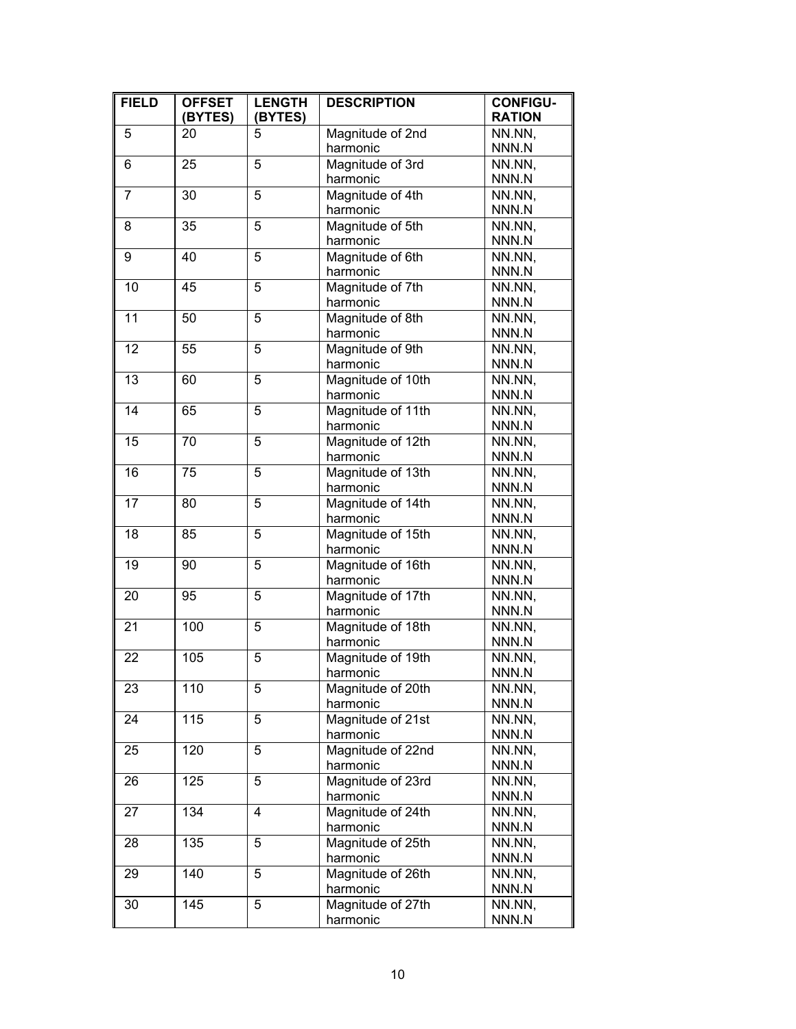| FIELD | OFFSET (BYTES) | LENGTH (BYTES) | DESCRIPTION | CONFIGU-RATION |
|---|---|---|---|---|
| 5 | 20 | 5 | Magnitude of 2nd harmonic | NN.NN, NNN.N |
| 6 | 25 | 5 | Magnitude of 3rd harmonic | NN.NN, NNN.N |
| 7 | 30 | 5 | Magnitude of 4th harmonic | NN.NN, NNN.N |
| 8 | 35 | 5 | Magnitude of 5th harmonic | NN.NN, NNN.N |
| 9 | 40 | 5 | Magnitude of 6th harmonic | NN.NN, NNN.N |
| 10 | 45 | 5 | Magnitude of 7th harmonic | NN.NN, NNN.N |
| 11 | 50 | 5 | Magnitude of 8th harmonic | NN.NN, NNN.N |
| 12 | 55 | 5 | Magnitude of 9th harmonic | NN.NN, NNN.N |
| 13 | 60 | 5 | Magnitude of 10th harmonic | NN.NN, NNN.N |
| 14 | 65 | 5 | Magnitude of 11th harmonic | NN.NN, NNN.N |
| 15 | 70 | 5 | Magnitude of 12th harmonic | NN.NN, NNN.N |
| 16 | 75 | 5 | Magnitude of 13th harmonic | NN.NN, NNN.N |
| 17 | 80 | 5 | Magnitude of 14th harmonic | NN.NN, NNN.N |
| 18 | 85 | 5 | Magnitude of 15th harmonic | NN.NN, NNN.N |
| 19 | 90 | 5 | Magnitude of 16th harmonic | NN.NN, NNN.N |
| 20 | 95 | 5 | Magnitude of 17th harmonic | NN.NN, NNN.N |
| 21 | 100 | 5 | Magnitude of 18th harmonic | NN.NN, NNN.N |
| 22 | 105 | 5 | Magnitude of 19th harmonic | NN.NN, NNN.N |
| 23 | 110 | 5 | Magnitude of 20th harmonic | NN.NN, NNN.N |
| 24 | 115 | 5 | Magnitude of 21st harmonic | NN.NN, NNN.N |
| 25 | 120 | 5 | Magnitude of 22nd harmonic | NN.NN, NNN.N |
| 26 | 125 | 5 | Magnitude of 23rd harmonic | NN.NN, NNN.N |
| 27 | 134 | 4 | Magnitude of 24th harmonic | NN.NN, NNN.N |
| 28 | 135 | 5 | Magnitude of 25th harmonic | NN.NN, NNN.N |
| 29 | 140 | 5 | Magnitude of 26th harmonic | NN.NN, NNN.N |
| 30 | 145 | 5 | Magnitude of 27th harmonic | NN.NN, NNN.N |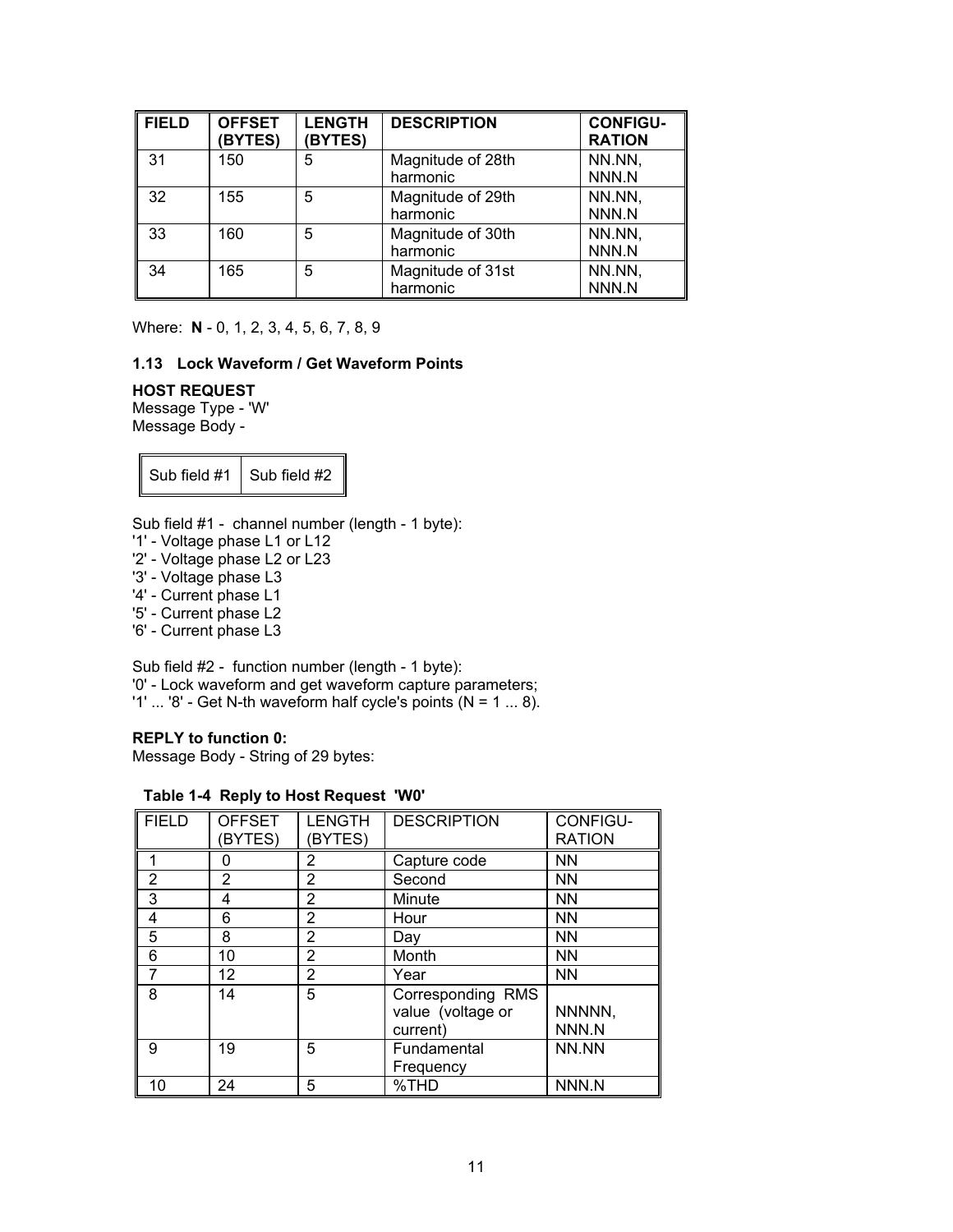| FIELD | OFFSET (BYTES) | LENGTH (BYTES) | DESCRIPTION | CONFIGU-RATION |
|---|---|---|---|---|
| 31 | 150 | 5 | Magnitude of 28th harmonic | NN.NN, NNN.N |
| 32 | 155 | 5 | Magnitude of 29th harmonic | NN.NN, NNN.N |
| 33 | 160 | 5 | Magnitude of 30th harmonic | NN.NN, NNN.N |
| 34 | 165 | 5 | Magnitude of 31st harmonic | NN.NN, NNN.N |

Where: **N** - 0, 1, 2, 3, 4, 5, 6, 7, 8, 9

### 1.13 Lock Waveform / Get Waveform Points

**HOST REQUEST**
Message Type - 'W'
Message Body -

| Sub field #1 | Sub field #2 |
|---|---|

Sub field #1 - channel number (length - 1 byte):
'1' - Voltage phase L1 or L12
'2' - Voltage phase L2 or L23
'3' - Voltage phase L3
'4' - Current phase L1
'5' - Current phase L2
'6' - Current phase L3

Sub field #2 - function number (length - 1 byte):
'0' - Lock waveform and get waveform capture parameters;
'1' ... '8' - Get N-th waveform half cycle's points (N = 1 ... 8).

**REPLY to function 0:**
Message Body - String of 29 bytes:

**Table 1-4 Reply to Host Request 'W0'**

| FIELD | OFFSET (BYTES) | LENGTH (BYTES) | DESCRIPTION | CONFIGU-RATION |
|---|---|---|---|---|
| 1 | 0 | 2 | Capture code | NN |
| 2 | 2 | 2 | Second | NN |
| 3 | 4 | 2 | Minute | NN |
| 4 | 6 | 2 | Hour | NN |
| 5 | 8 | 2 | Day | NN |
| 6 | 10 | 2 | Month | NN |
| 7 | 12 | 2 | Year | NN |
| 8 | 14 | 5 | Corresponding RMS value (voltage or current) | NNNNN, NNN.N |
| 9 | 19 | 5 | Fundamental Frequency | NN.NN |
| 10 | 24 | 5 | %THD | NNN.N |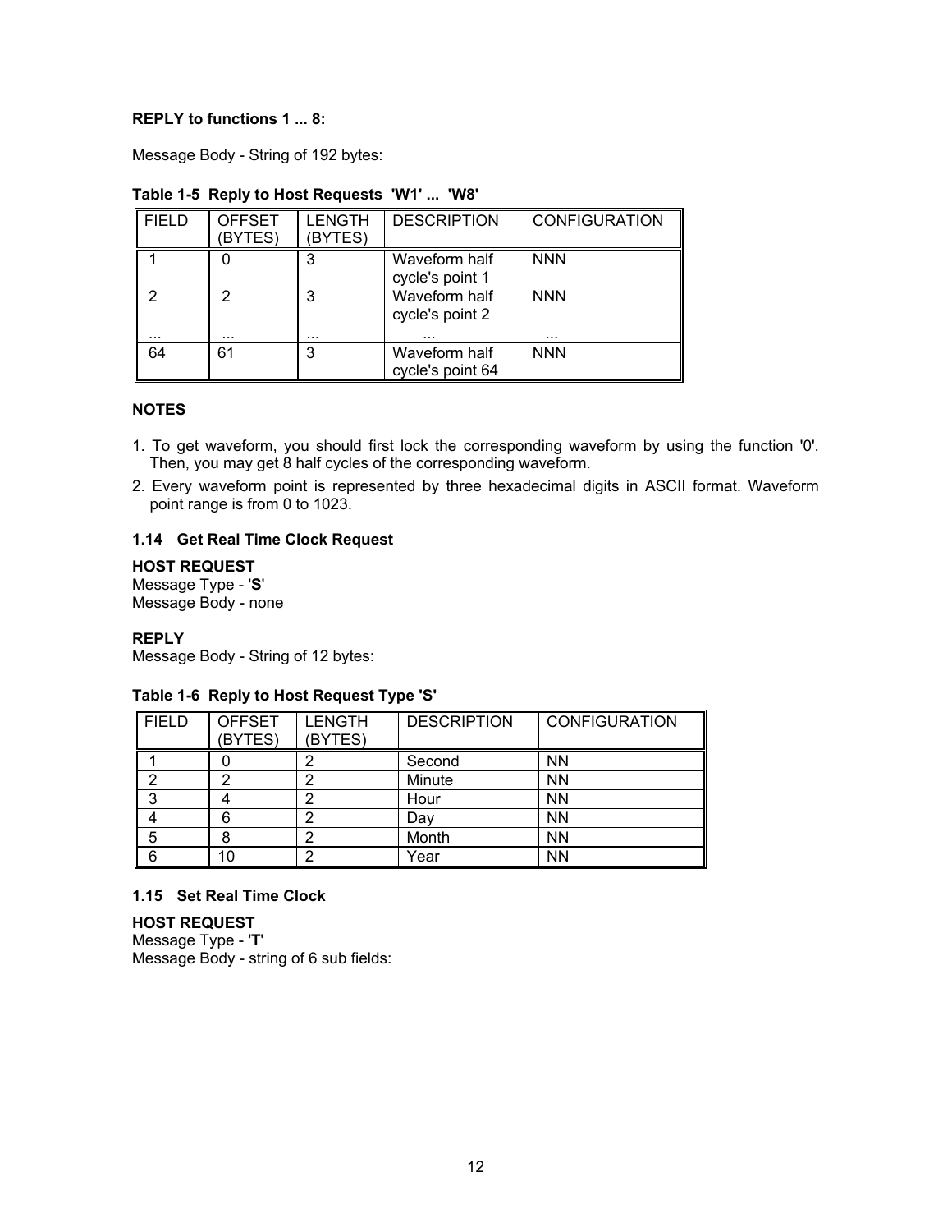**REPLY to functions 1 ... 8:**

Message Body - String of 192 bytes:

**Table 1-5 Reply to Host Requests 'W1' ... 'W8'**

| FIELD | OFFSET (BYTES) | LENGTH (BYTES) | DESCRIPTION | CONFIGURATION |
|---|---|---|---|---|
| 1 | 0 | 3 | Waveform half cycle's point 1 | NNN |
| 2 | 2 | 3 | Waveform half cycle's point 2 | NNN |
| ... | ... | ... | ... | ... |
| 64 | 61 | 3 | Waveform half cycle's point 64 | NNN |

**NOTES**

1. To get waveform, you should first lock the corresponding waveform by using the function '0'. Then, you may get 8 half cycles of the corresponding waveform.
2. Every waveform point is represented by three hexadecimal digits in ASCII format. Waveform point range is from 0 to 1023.

### 1.14 Get Real Time Clock Request

**HOST REQUEST**
Message Type - '**S**'
Message Body - none

**REPLY**
Message Body - String of 12 bytes:

**Table 1-6 Reply to Host Request Type 'S'**

| FIELD | OFFSET (BYTES) | LENGTH (BYTES) | DESCRIPTION | CONFIGURATION |
|---|---|---|---|---|
| 1 | 0 | 2 | Second | NN |
| 2 | 2 | 2 | Minute | NN |
| 3 | 4 | 2 | Hour | NN |
| 4 | 6 | 2 | Day | NN |
| 5 | 8 | 2 | Month | NN |
| 6 | 10 | 2 | Year | NN |

### 1.15 Set Real Time Clock

**HOST REQUEST**
Message Type - '**T**'
Message Body - string of 6 sub fields: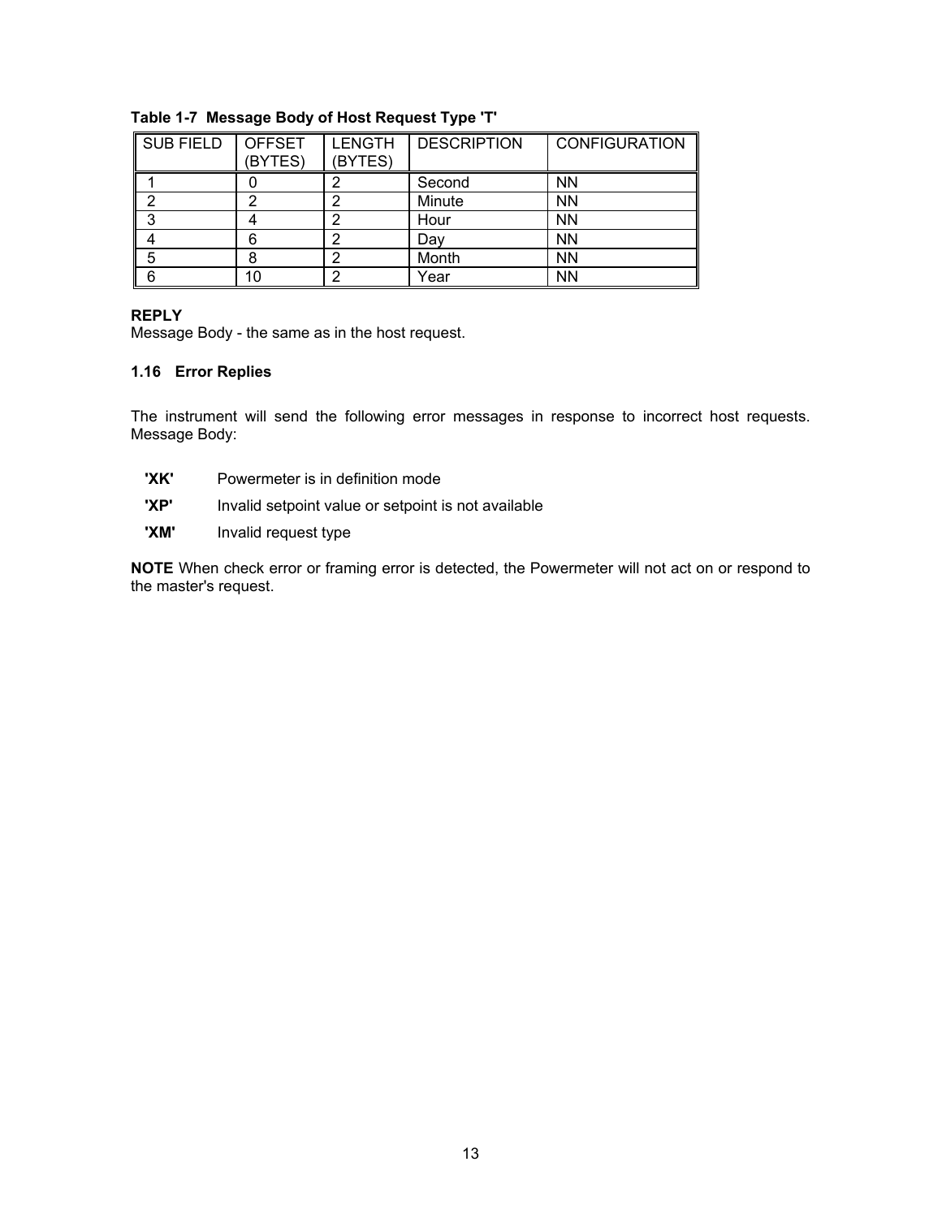**Table 1-7 Message Body of Host Request Type 'T'**

| SUB FIELD | OFFSET (BYTES) | LENGTH (BYTES) | DESCRIPTION | CONFIGURATION |
|---|---|---|---|---|
| 1 | 0 | 2 | Second | NN |
| 2 | 2 | 2 | Minute | NN |
| 3 | 4 | 2 | Hour | NN |
| 4 | 6 | 2 | Day | NN |
| 5 | 8 | 2 | Month | NN |
| 6 | 10 | 2 | Year | NN |

**REPLY**
Message Body - the same as in the host request.

### 1.16 Error Replies

The instrument will send the following error messages in response to incorrect host requests. Message Body:

- **'XK'** Powermeter is in definition mode
- **'XP'** Invalid setpoint value or setpoint is not available
- **'XM'** Invalid request type

**NOTE** When check error or framing error is detected, the Powermeter will not act on or respond to the master's request.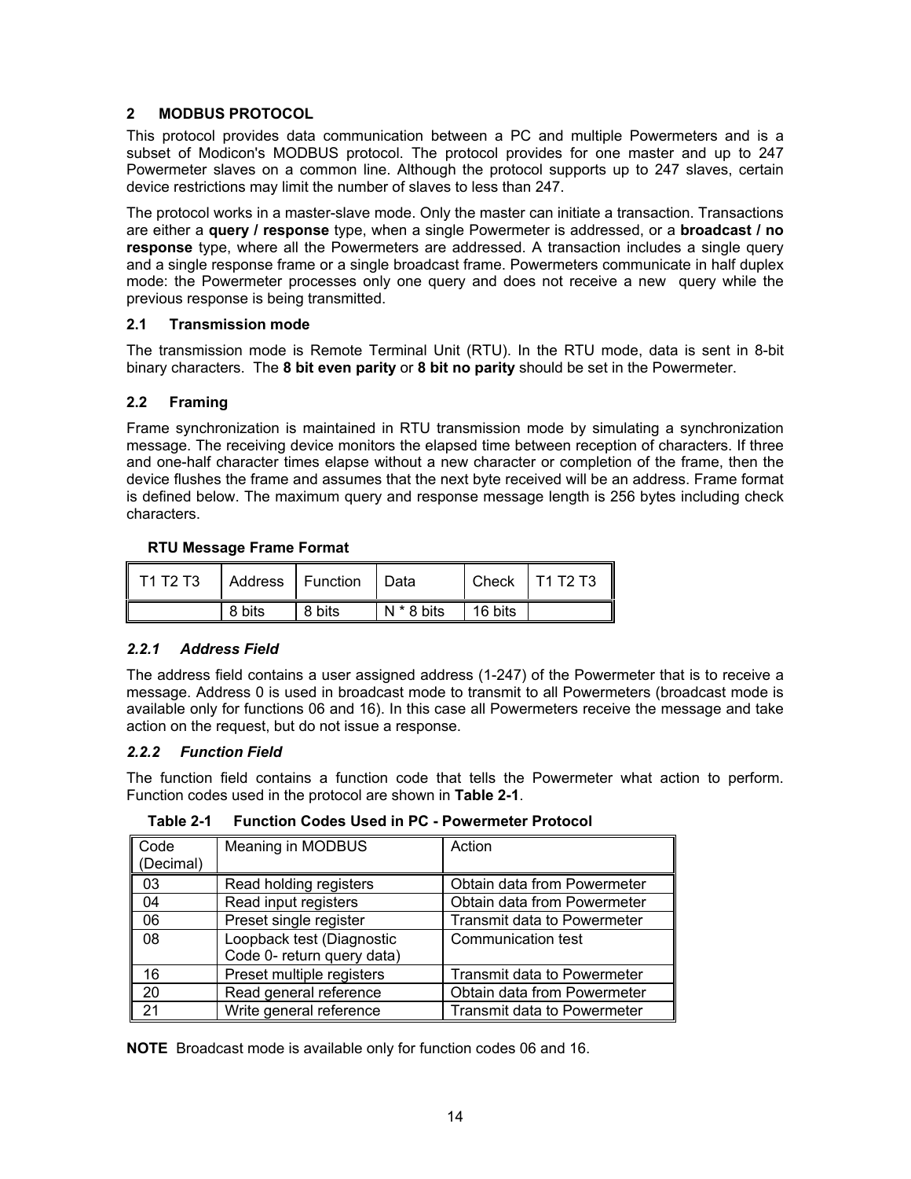## 2 MODBUS PROTOCOL

This protocol provides data communication between a PC and multiple Powermeters and is a subset of Modicon's MODBUS protocol. The protocol provides for one master and up to 247 Powermeter slaves on a common line. Although the protocol supports up to 247 slaves, certain device restrictions may limit the number of slaves to less than 247.

The protocol works in a master-slave mode. Only the master can initiate a transaction. Transactions are either a **query / response** type, when a single Powermeter is addressed, or a **broadcast / no response** type, where all the Powermeters are addressed. A transaction includes a single query and a single response frame or a single broadcast frame. Powermeters communicate in half duplex mode: the Powermeter processes only one query and does not receive a new query while the previous response is being transmitted.

### 2.1 Transmission mode

The transmission mode is Remote Terminal Unit (RTU). In the RTU mode, data is sent in 8-bit binary characters. The **8 bit even parity** or **8 bit no parity** should be set in the Powermeter.

### 2.2 Framing

Frame synchronization is maintained in RTU transmission mode by simulating a synchronization message. The receiving device monitors the elapsed time between reception of characters. If three and one-half character times elapse without a new character or completion of the frame, then the device flushes the frame and assumes that the next byte received will be an address. Frame format is defined below. The maximum query and response message length is 256 bytes including check characters.

**RTU Message Frame Format**

| T1 T2 T3 | Address | Function | Data | Check | T1 T2 T3 |
|---|---|---|---|---|---|
| | 8 bits | 8 bits | N * 8 bits | 16 bits | |

#### *2.2.1 Address Field*

The address field contains a user assigned address (1-247) of the Powermeter that is to receive a message. Address 0 is used in broadcast mode to transmit to all Powermeters (broadcast mode is available only for functions 06 and 16). In this case all Powermeters receive the message and take action on the request, but do not issue a response.

#### *2.2.2 Function Field*

The function field contains a function code that tells the Powermeter what action to perform. Function codes used in the protocol are shown in **Table 2-1**.

**Table 2-1 Function Codes Used in PC - Powermeter Protocol**

| Code (Decimal) | Meaning in MODBUS | Action |
|---|---|---|
| 03 | Read holding registers | Obtain data from Powermeter |
| 04 | Read input registers | Obtain data from Powermeter |
| 06 | Preset single register | Transmit data to Powermeter |
| 08 | Loopback test (Diagnostic Code 0- return query data) | Communication test |
| 16 | Preset multiple registers | Transmit data to Powermeter |
| 20 | Read general reference | Obtain data from Powermeter |
| 21 | Write general reference | Transmit data to Powermeter |

**NOTE** Broadcast mode is available only for function codes 06 and 16.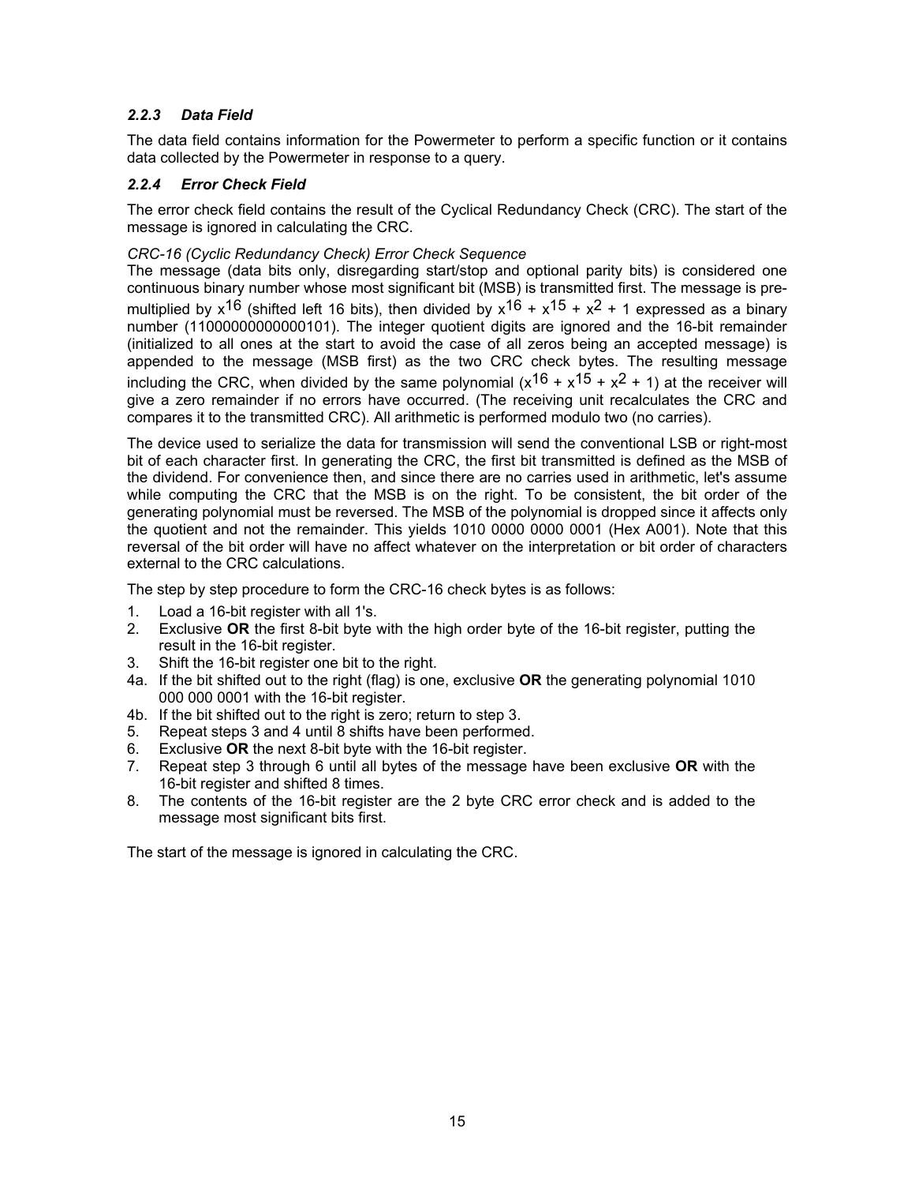### *2.2.3 Data Field*

The data field contains information for the Powermeter to perform a specific function or it contains data collected by the Powermeter in response to a query.

### *2.2.4 Error Check Field*

The error check field contains the result of the Cyclical Redundancy Check (CRC). The start of the message is ignored in calculating the CRC.

*CRC-16 (Cyclic Redundancy Check) Error Check Sequence*

The message (data bits only, disregarding start/stop and optional parity bits) is considered one continuous binary number whose most significant bit (MSB) is transmitted first. The message is pre-multiplied by $x^{16}$ (shifted left 16 bits), then divided by $x^{16} + x^{15} + x^{2} + 1$ expressed as a binary number (11000000000000101). The integer quotient digits are ignored and the 16-bit remainder (initialized to all ones at the start to avoid the case of all zeros being an accepted message) is appended to the message (MSB first) as the two CRC check bytes. The resulting message including the CRC, when divided by the same polynomial ($x^{16} + x^{15} + x^{2} + 1$) at the receiver will give a zero remainder if no errors have occurred. (The receiving unit recalculates the CRC and compares it to the transmitted CRC). All arithmetic is performed modulo two (no carries).

The device used to serialize the data for transmission will send the conventional LSB or right-most bit of each character first. In generating the CRC, the first bit transmitted is defined as the MSB of the dividend. For convenience then, and since there are no carries used in arithmetic, let's assume while computing the CRC that the MSB is on the right. To be consistent, the bit order of the generating polynomial must be reversed. The MSB of the polynomial is dropped since it affects only the quotient and not the remainder. This yields 1010 0000 0000 0001 (Hex A001). Note that this reversal of the bit order will have no affect whatever on the interpretation or bit order of characters external to the CRC calculations.

The step by step procedure to form the CRC-16 check bytes is as follows:

1. Load a 16-bit register with all 1's.
2. Exclusive **OR** the first 8-bit byte with the high order byte of the 16-bit register, putting the result in the 16-bit register.
3. Shift the 16-bit register one bit to the right.
4a. If the bit shifted out to the right (flag) is one, exclusive **OR** the generating polynomial 1010 000 000 0001 with the 16-bit register.
4b. If the bit shifted out to the right is zero; return to step 3.
5. Repeat steps 3 and 4 until 8 shifts have been performed.
6. Exclusive **OR** the next 8-bit byte with the 16-bit register.
7. Repeat step 3 through 6 until all bytes of the message have been exclusive **OR** with the 16-bit register and shifted 8 times.
8. The contents of the 16-bit register are the 2 byte CRC error check and is added to the message most significant bits first.

The start of the message is ignored in calculating the CRC.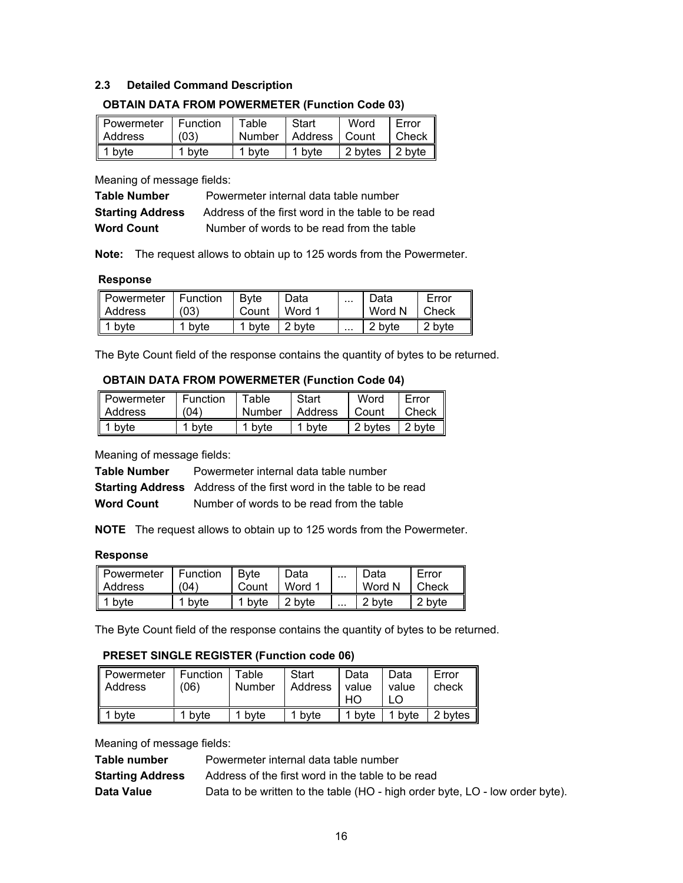### 2.3 Detailed Command Description

#### OBTAIN DATA FROM POWERMETER (Function Code 03)

| Powermeter Address | Function (03) | Table Number | Start Address | Word Count | Error Check |
|---|---|---|---|---|---|
| 1 byte | 1 byte | 1 byte | 1 byte | 2 bytes | 2 byte |

Meaning of message fields:

**Table Number** Powermeter internal data table number
**Starting Address** Address of the first word in the table to be read
**Word Count** Number of words to be read from the table

**Note:** The request allows to obtain up to 125 words from the Powermeter.

**Response**

| Powermeter Address | Function (03) | Byte Count | Data Word 1 | ... | Data Word N | Error Check |
|---|---|---|---|---|---|---|
| 1 byte | 1 byte | 1 byte | 2 byte | ... | 2 byte | 2 byte |

The Byte Count field of the response contains the quantity of bytes to be returned.

#### OBTAIN DATA FROM POWERMETER (Function Code 04)

| Powermeter Address | Function (04) | Table Number | Start Address | Word Count | Error Check |
|---|---|---|---|---|---|
| 1 byte | 1 byte | 1 byte | 1 byte | 2 bytes | 2 byte |

Meaning of message fields:

**Table Number** Powermeter internal data table number
**Starting Address** Address of the first word in the table to be read
**Word Count** Number of words to be read from the table

**NOTE** The request allows to obtain up to 125 words from the Powermeter.

**Response**

| Powermeter Address | Function (04) | Byte Count | Data Word 1 | ... | Data Word N | Error Check |
|---|---|---|---|---|---|---|
| 1 byte | 1 byte | 1 byte | 2 byte | ... | 2 byte | 2 byte |

The Byte Count field of the response contains the quantity of bytes to be returned.

#### PRESET SINGLE REGISTER (Function code 06)

| Powermeter Address | Function (06) | Table Number | Start Address | Data value HO | Data value LO | Error check |
|---|---|---|---|---|---|---|
| 1 byte | 1 byte | 1 byte | 1 byte | 1 byte | 1 byte | 2 bytes |

Meaning of message fields:

**Table number** Powermeter internal data table number
**Starting Address** Address of the first word in the table to be read
**Data Value** Data to be written to the table (HO - high order byte, LO - low order byte).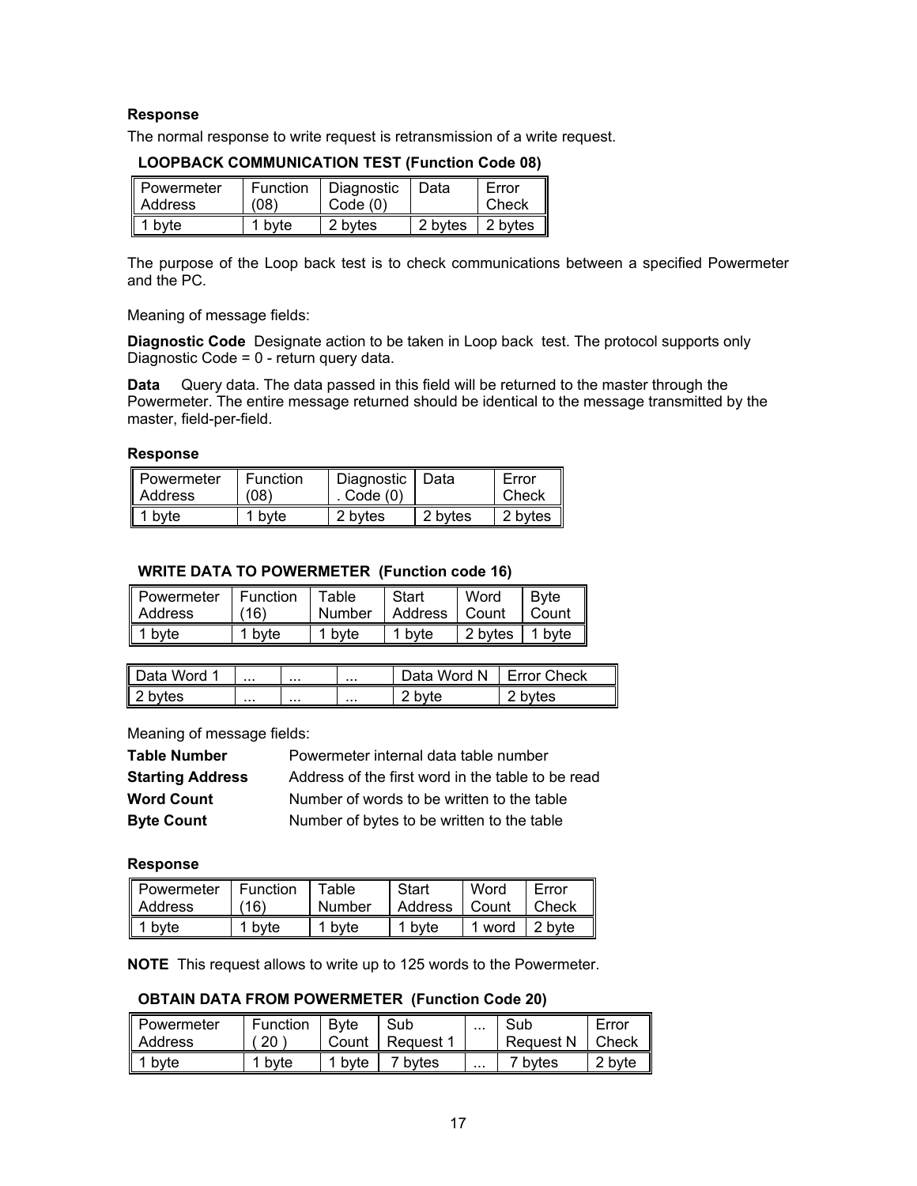**Response**

The normal response to write request is retransmission of a write request.

**LOOPBACK COMMUNICATION TEST (Function Code 08)**

| Powermeter Address | Function (08) | Diagnostic Code (0) | Data | Error Check |
|---|---|---|---|---|
| 1 byte | 1 byte | 2 bytes | 2 bytes | 2 bytes |

The purpose of the Loop back test is to check communications between a specified Powermeter and the PC.

Meaning of message fields:

**Diagnostic Code** Designate action to be taken in Loop back test. The protocol supports only Diagnostic Code = 0 - return query data.

**Data** Query data. The data passed in this field will be returned to the master through the Powermeter. The entire message returned should be identical to the message transmitted by the master, field-per-field.

**Response**

| Powermeter Address | Function (08) | Diagnostic . Code (0) | Data | Error Check |
|---|---|---|---|---|
| 1 byte | 1 byte | 2 bytes | 2 bytes | 2 bytes |

**WRITE DATA TO POWERMETER (Function code 16)**

| Powermeter Address | Function (16) | Table Number | Start Address | Word Count | Byte Count |
|---|---|---|---|---|---|
| 1 byte | 1 byte | 1 byte | 1 byte | 2 bytes | 1 byte |

| Data Word 1 | ... | ... | ... | Data Word N | Error Check |
|---|---|---|---|---|---|
| 2 bytes | ... | ... | ... | 2 byte | 2 bytes |

Meaning of message fields:

**Table Number** Powermeter internal data table number

**Starting Address** Address of the first word in the table to be read

**Word Count** Number of words to be written to the table

**Byte Count** Number of bytes to be written to the table

**Response**

| Powermeter Address | Function (16) | Table Number | Start Address | Word Count | Error Check |
|---|---|---|---|---|---|
| 1 byte | 1 byte | 1 byte | 1 byte | 1 word | 2 byte |

**NOTE** This request allows to write up to 125 words to the Powermeter.

**OBTAIN DATA FROM POWERMETER (Function Code 20)**

| Powermeter Address | Function ( 20 ) | Byte Count | Sub Request 1 | ... | Sub Request N | Error Check |
|---|---|---|---|---|---|---|
| 1 byte | 1 byte | 1 byte | 7 bytes | ... | 7 bytes | 2 byte |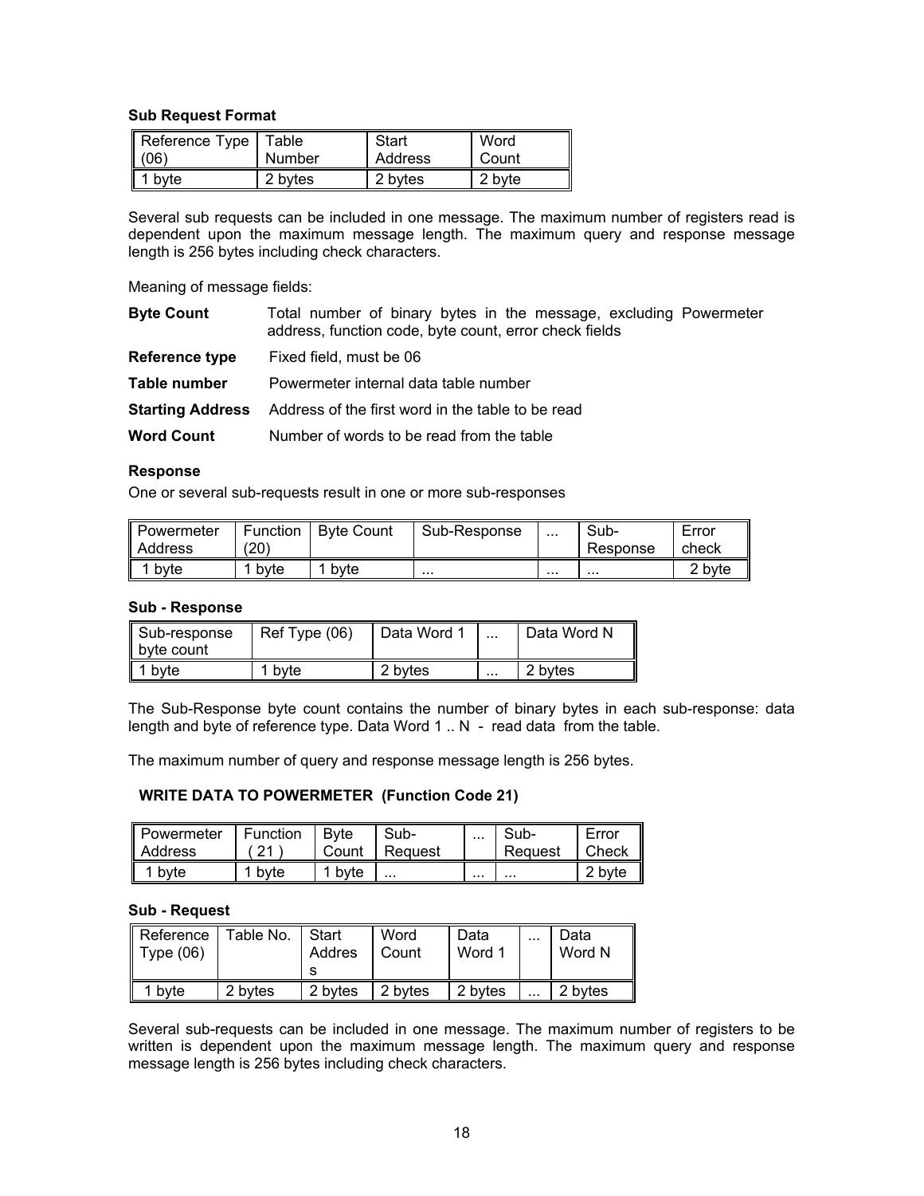**Sub Request Format**

| Reference Type (06) | Table Number | Start Address | Word Count |
|---|---|---|---|
| 1 byte | 2 bytes | 2 bytes | 2 byte |

Several sub requests can be included in one message. The maximum number of registers read is dependent upon the maximum message length. The maximum query and response message length is 256 bytes including check characters.

Meaning of message fields:

**Byte Count** Total number of binary bytes in the message, excluding Powermeter address, function code, byte count, error check fields

**Reference type** Fixed field, must be 06

**Table number** Powermeter internal data table number

**Starting Address** Address of the first word in the table to be read

**Word Count** Number of words to be read from the table

**Response**

One or several sub-requests result in one or more sub-responses

| Powermeter Address | Function (20) | Byte Count | Sub-Response | ... | Sub-Response | Error check |
|---|---|---|---|---|---|---|
| 1 byte | 1 byte | 1 byte | ... | ... | ... | 2 byte |

**Sub - Response**

| Sub-response byte count | Ref Type (06) | Data Word 1 | ... | Data Word N |
|---|---|---|---|---|
| 1 byte | 1 byte | 2 bytes | ... | 2 bytes |

The Sub-Response byte count contains the number of binary bytes in each sub-response: data length and byte of reference type. Data Word 1 .. N - read data from the table.

The maximum number of query and response message length is 256 bytes.

**WRITE DATA TO POWERMETER (Function Code 21)**

| Powermeter Address | Function ( 21 ) | Byte Count | Sub-Request | ... | Sub-Request | Error Check |
|---|---|---|---|---|---|---|
| 1 byte | 1 byte | 1 byte | ... | ... | ... | 2 byte |

**Sub - Request**

| Reference Type (06) | Table No. | Start Address | Word Count | Data Word 1 | ... | Data Word N |
|---|---|---|---|---|---|---|
| 1 byte | 2 bytes | 2 bytes | 2 bytes | 2 bytes | ... | 2 bytes |

Several sub-requests can be included in one message. The maximum number of registers to be written is dependent upon the maximum message length. The maximum query and response message length is 256 bytes including check characters.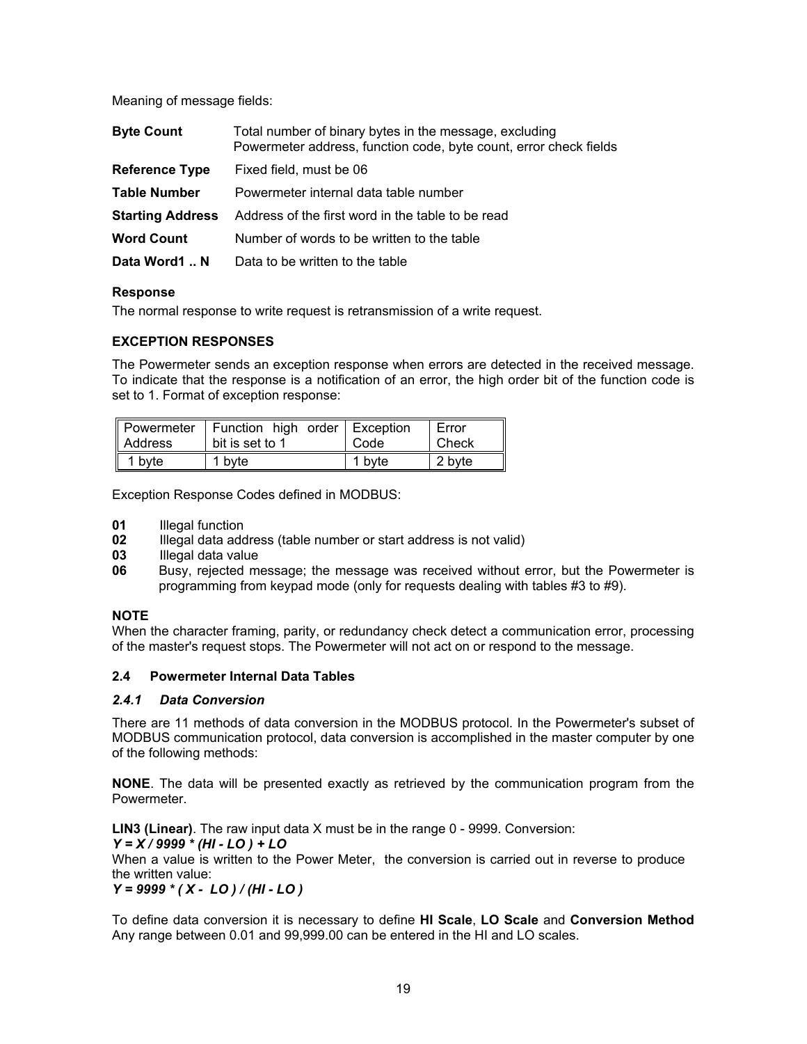Meaning of message fields:

| | |
|---|---|
| **Byte Count** | Total number of binary bytes in the message, excluding Powermeter address, function code, byte count, error check fields |
| **Reference Type** | Fixed field, must be 06 |
| **Table Number** | Powermeter internal data table number |
| **Starting Address** | Address of the first word in the table to be read |
| **Word Count** | Number of words to be written to the table |
| **Data Word1 .. N** | Data to be written to the table |

**Response**

The normal response to write request is retransmission of a write request.

**EXCEPTION RESPONSES**

The Powermeter sends an exception response when errors are detected in the received message. To indicate that the response is a notification of an error, the high order bit of the function code is set to 1. Format of exception response:

| Powermeter Address | Function high order bit is set to 1 | Exception Code | Error Check |
|---|---|---|---|
| 1 byte | 1 byte | 1 byte | 2 byte |

Exception Response Codes defined in MODBUS:

- **01** Illegal function
- **02** Illegal data address (table number or start address is not valid)
- **03** Illegal data value
- **06** Busy, rejected message; the message was received without error, but the Powermeter is programming from keypad mode (only for requests dealing with tables #3 to #9).

**NOTE**

When the character framing, parity, or redundancy check detect a communication error, processing of the master's request stops. The Powermeter will not act on or respond to the message.

## 2.4 Powermeter Internal Data Tables

### *2.4.1 Data Conversion*

There are 11 methods of data conversion in the MODBUS protocol. In the Powermeter's subset of MODBUS communication protocol, data conversion is accomplished in the master computer by one of the following methods:

**NONE**. The data will be presented exactly as retrieved by the communication program from the Powermeter.

**LIN3 (Linear)**. The raw input data X must be in the range 0 - 9999. Conversion:

$$Y = X / 9999 * (HI - LO) + LO$$

When a value is written to the Power Meter, the conversion is carried out in reverse to produce the written value:

$$Y = 9999 * (X - LO) / (HI - LO)$$

To define data conversion it is necessary to define **HI Scale**, **LO Scale** and **Conversion Method** Any range between 0.01 and 99,999.00 can be entered in the HI and LO scales.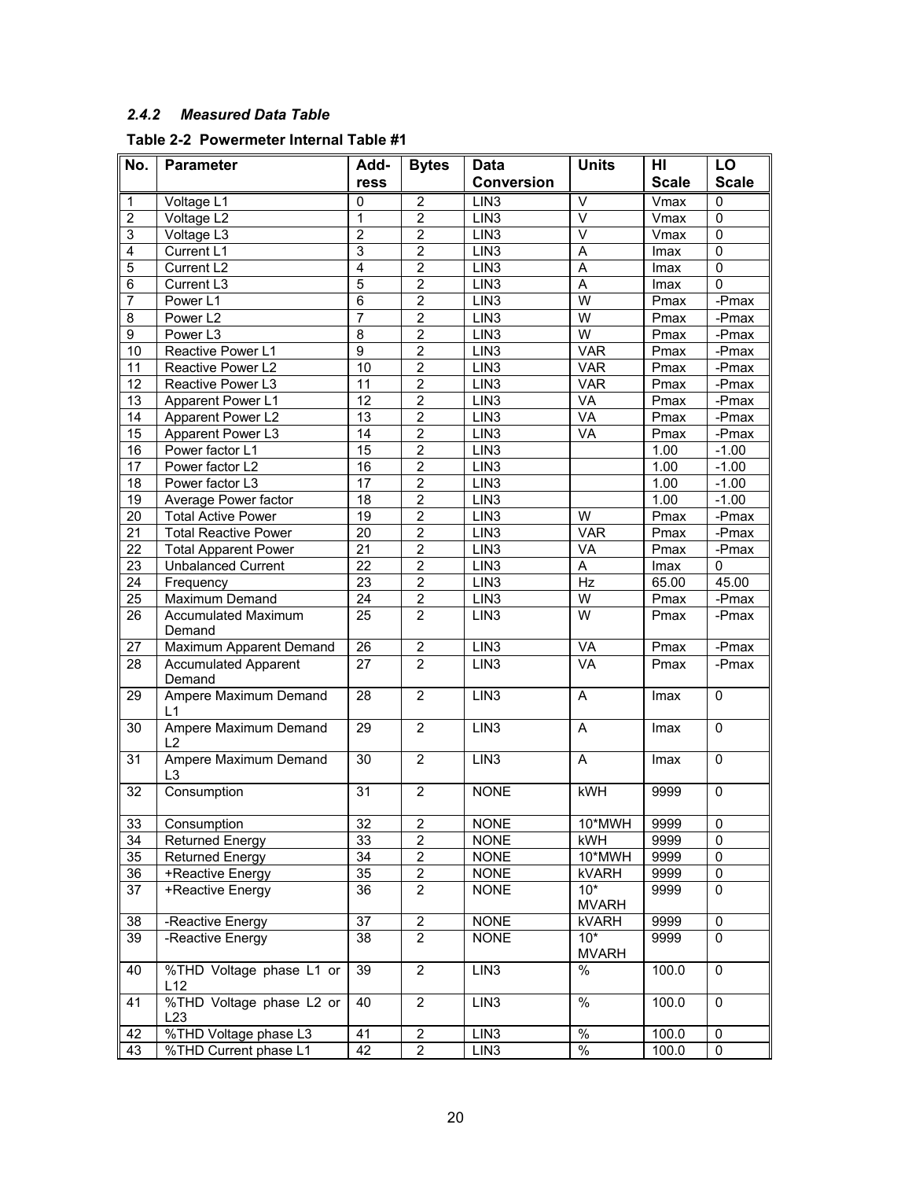### *2.4.2 Measured Data Table*

**Table 2-2 Powermeter Internal Table #1**

| No. | Parameter | Address | Bytes | Data Conversion | Units | HI Scale | LO Scale |
|---|---|---|---|---|---|---|---|
| 1 | Voltage L1 | 0 | 2 | LIN3 | V | Vmax | 0 |
| 2 | Voltage L2 | 1 | 2 | LIN3 | V | Vmax | 0 |
| 3 | Voltage L3 | 2 | 2 | LIN3 | V | Vmax | 0 |
| 4 | Current L1 | 3 | 2 | LIN3 | A | Imax | 0 |
| 5 | Current L2 | 4 | 2 | LIN3 | A | Imax | 0 |
| 6 | Current L3 | 5 | 2 | LIN3 | A | Imax | 0 |
| 7 | Power L1 | 6 | 2 | LIN3 | W | Pmax | -Pmax |
| 8 | Power L2 | 7 | 2 | LIN3 | W | Pmax | -Pmax |
| 9 | Power L3 | 8 | 2 | LIN3 | W | Pmax | -Pmax |
| 10 | Reactive Power L1 | 9 | 2 | LIN3 | VAR | Pmax | -Pmax |
| 11 | Reactive Power L2 | 10 | 2 | LIN3 | VAR | Pmax | -Pmax |
| 12 | Reactive Power L3 | 11 | 2 | LIN3 | VAR | Pmax | -Pmax |
| 13 | Apparent Power L1 | 12 | 2 | LIN3 | VA | Pmax | -Pmax |
| 14 | Apparent Power L2 | 13 | 2 | LIN3 | VA | Pmax | -Pmax |
| 15 | Apparent Power L3 | 14 | 2 | LIN3 | VA | Pmax | -Pmax |
| 16 | Power factor L1 | 15 | 2 | LIN3 | | 1.00 | -1.00 |
| 17 | Power factor L2 | 16 | 2 | LIN3 | | 1.00 | -1.00 |
| 18 | Power factor L3 | 17 | 2 | LIN3 | | 1.00 | -1.00 |
| 19 | Average Power factor | 18 | 2 | LIN3 | | 1.00 | -1.00 |
| 20 | Total Active Power | 19 | 2 | LIN3 | W | Pmax | -Pmax |
| 21 | Total Reactive Power | 20 | 2 | LIN3 | VAR | Pmax | -Pmax |
| 22 | Total Apparent Power | 21 | 2 | LIN3 | VA | Pmax | -Pmax |
| 23 | Unbalanced Current | 22 | 2 | LIN3 | A | Imax | 0 |
| 24 | Frequency | 23 | 2 | LIN3 | Hz | 65.00 | 45.00 |
| 25 | Maximum Demand | 24 | 2 | LIN3 | W | Pmax | -Pmax |
| 26 | Accumulated Maximum Demand | 25 | 2 | LIN3 | W | Pmax | -Pmax |
| 27 | Maximum Apparent Demand | 26 | 2 | LIN3 | VA | Pmax | -Pmax |
| 28 | Accumulated Apparent Demand | 27 | 2 | LIN3 | VA | Pmax | -Pmax |
| 29 | Ampere Maximum Demand L1 | 28 | 2 | LIN3 | A | Imax | 0 |
| 30 | Ampere Maximum Demand L2 | 29 | 2 | LIN3 | A | Imax | 0 |
| 31 | Ampere Maximum Demand L3 | 30 | 2 | LIN3 | A | Imax | 0 |
| 32 | Consumption | 31 | 2 | NONE | kWH | 9999 | 0 |
| 33 | Consumption | 32 | 2 | NONE | 10*MWH | 9999 | 0 |
| 34 | Returned Energy | 33 | 2 | NONE | kWH | 9999 | 0 |
| 35 | Returned Energy | 34 | 2 | NONE | 10*MWH | 9999 | 0 |
| 36 | +Reactive Energy | 35 | 2 | NONE | kVARH | 9999 | 0 |
| 37 | +Reactive Energy | 36 | 2 | NONE | 10* MVARH | 9999 | 0 |
| 38 | -Reactive Energy | 37 | 2 | NONE | kVARH | 9999 | 0 |
| 39 | -Reactive Energy | 38 | 2 | NONE | 10* MVARH | 9999 | 0 |
| 40 | %THD Voltage phase L1 or L12 | 39 | 2 | LIN3 | % | 100.0 | 0 |
| 41 | %THD Voltage phase L2 or L23 | 40 | 2 | LIN3 | % | 100.0 | 0 |
| 42 | %THD Voltage phase L3 | 41 | 2 | LIN3 | % | 100.0 | 0 |
| 43 | %THD Current phase L1 | 42 | 2 | LIN3 | % | 100.0 | 0 |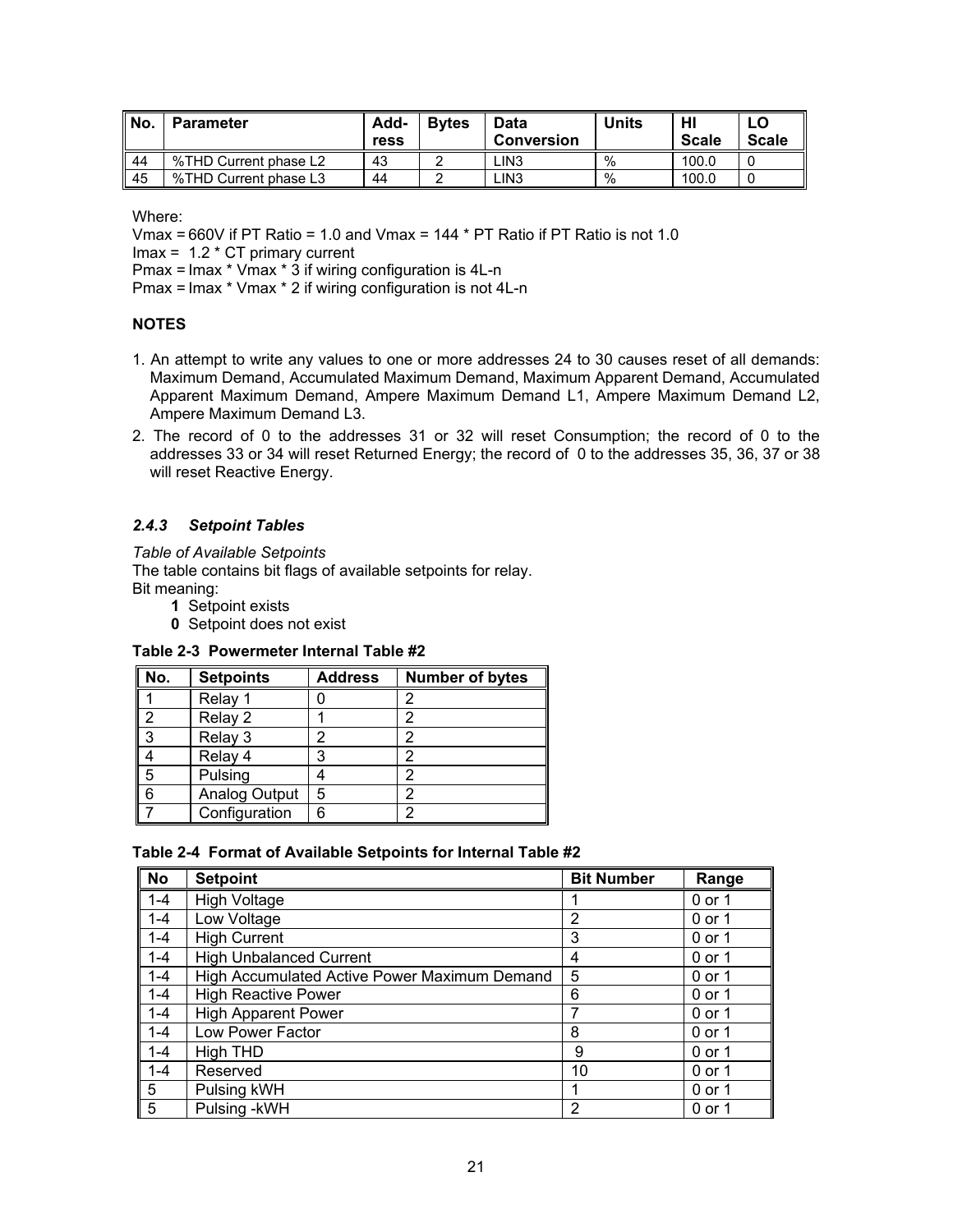| No. | Parameter | Add-ress | Bytes | Data Conversion | Units | HI Scale | LO Scale |
|---|---|---|---|---|---|---|---|
| 44 | %THD Current phase L2 | 43 | 2 | LIN3 | % | 100.0 | 0 |
| 45 | %THD Current phase L3 | 44 | 2 | LIN3 | % | 100.0 | 0 |

Where:

Vmax = 660V if PT Ratio = 1.0 and Vmax = 144 * PT Ratio if PT Ratio is not 1.0
Imax = 1.2 * CT primary current
Pmax = Imax * Vmax * 3 if wiring configuration is 4L-n
Pmax = Imax * Vmax * 2 if wiring configuration is not 4L-n

**NOTES**

1. An attempt to write any values to one or more addresses 24 to 30 causes reset of all demands: Maximum Demand, Accumulated Maximum Demand, Maximum Apparent Demand, Accumulated Apparent Maximum Demand, Ampere Maximum Demand L1, Ampere Maximum Demand L2, Ampere Maximum Demand L3.
2. The record of 0 to the addresses 31 or 32 will reset Consumption; the record of 0 to the addresses 33 or 34 will reset Returned Energy; the record of 0 to the addresses 35, 36, 37 or 38 will reset Reactive Energy.

### *2.4.3 Setpoint Tables*

*Table of Available Setpoints*

The table contains bit flags of available setpoints for relay.

Bit meaning:

- **1** Setpoint exists
- **0** Setpoint does not exist

**Table 2-3 Powermeter Internal Table #2**

| No. | Setpoints | Address | Number of bytes |
|---|---|---|---|
| 1 | Relay 1 | 0 | 2 |
| 2 | Relay 2 | 1 | 2 |
| 3 | Relay 3 | 2 | 2 |
| 4 | Relay 4 | 3 | 2 |
| 5 | Pulsing | 4 | 2 |
| 6 | Analog Output | 5 | 2 |
| 7 | Configuration | 6 | 2 |

**Table 2-4 Format of Available Setpoints for Internal Table #2**

| No | Setpoint | Bit Number | Range |
|---|---|---|---|
| 1-4 | High Voltage | 1 | 0 or 1 |
| 1-4 | Low Voltage | 2 | 0 or 1 |
| 1-4 | High Current | 3 | 0 or 1 |
| 1-4 | High Unbalanced Current | 4 | 0 or 1 |
| 1-4 | High Accumulated Active Power Maximum Demand | 5 | 0 or 1 |
| 1-4 | High Reactive Power | 6 | 0 or 1 |
| 1-4 | High Apparent Power | 7 | 0 or 1 |
| 1-4 | Low Power Factor | 8 | 0 or 1 |
| 1-4 | High THD | 9 | 0 or 1 |
| 1-4 | Reserved | 10 | 0 or 1 |
| 5 | Pulsing kWH | 1 | 0 or 1 |
| 5 | Pulsing -kWH | 2 | 0 or 1 |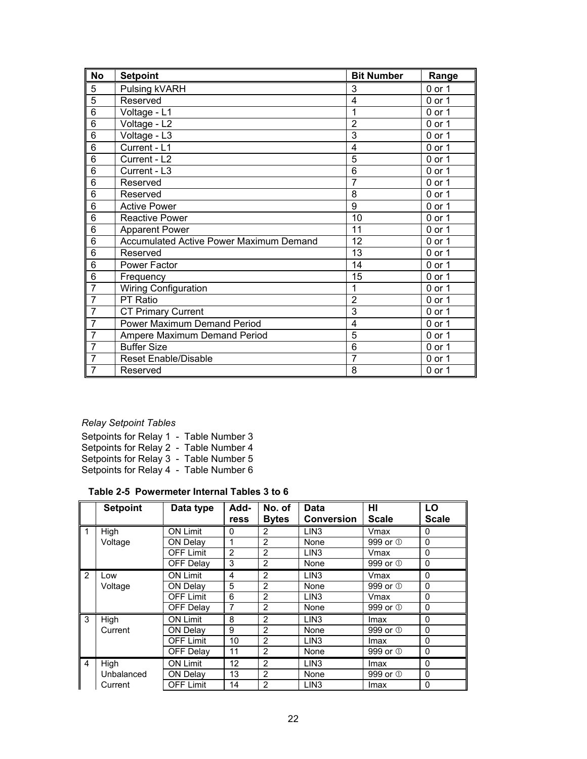| No | Setpoint | Bit Number | Range |
|---|---|---|---|
| 5 | Pulsing kVARH | 3 | 0 or 1 |
| 5 | Reserved | 4 | 0 or 1 |
| 6 | Voltage - L1 | 1 | 0 or 1 |
| 6 | Voltage - L2 | 2 | 0 or 1 |
| 6 | Voltage - L3 | 3 | 0 or 1 |
| 6 | Current - L1 | 4 | 0 or 1 |
| 6 | Current - L2 | 5 | 0 or 1 |
| 6 | Current - L3 | 6 | 0 or 1 |
| 6 | Reserved | 7 | 0 or 1 |
| 6 | Reserved | 8 | 0 or 1 |
| 6 | Active Power | 9 | 0 or 1 |
| 6 | Reactive Power | 10 | 0 or 1 |
| 6 | Apparent Power | 11 | 0 or 1 |
| 6 | Accumulated Active Power Maximum Demand | 12 | 0 or 1 |
| 6 | Reserved | 13 | 0 or 1 |
| 6 | Power Factor | 14 | 0 or 1 |
| 6 | Frequency | 15 | 0 or 1 |
| 7 | Wiring Configuration | 1 | 0 or 1 |
| 7 | PT Ratio | 2 | 0 or 1 |
| 7 | CT Primary Current | 3 | 0 or 1 |
| 7 | Power Maximum Demand Period | 4 | 0 or 1 |
| 7 | Ampere Maximum Demand Period | 5 | 0 or 1 |
| 7 | Buffer Size | 6 | 0 or 1 |
| 7 | Reset Enable/Disable | 7 | 0 or 1 |
| 7 | Reserved | 8 | 0 or 1 |

*Relay Setpoint Tables*

Setpoints for Relay 1 - Table Number 3
Setpoints for Relay 2 - Table Number 4
Setpoints for Relay 3 - Table Number 5
Setpoints for Relay 4 - Table Number 6

**Table 2-5 Powermeter Internal Tables 3 to 6**

| | Setpoint | Data type | Address | No. of Bytes | Data Conversion | HI Scale | LO Scale |
|---|---|---|---|---|---|---|---|
| 1 | High Voltage | ON Limit | 0 | 2 | LIN3 | Vmax | 0 |
| | | ON Delay | 1 | 2 | None | 999 or ① | 0 |
| | | OFF Limit | 2 | 2 | LIN3 | Vmax | 0 |
| | | OFF Delay | 3 | 2 | None | 999 or ① | 0 |
| 2 | Low Voltage | ON Limit | 4 | 2 | LIN3 | Vmax | 0 |
| | | ON Delay | 5 | 2 | None | 999 or ① | 0 |
| | | OFF Limit | 6 | 2 | LIN3 | Vmax | 0 |
| | | OFF Delay | 7 | 2 | None | 999 or ① | 0 |
| 3 | High Current | ON Limit | 8 | 2 | LIN3 | Imax | 0 |
| | | ON Delay | 9 | 2 | None | 999 or ① | 0 |
| | | OFF Limit | 10 | 2 | LIN3 | Imax | 0 |
| | | OFF Delay | 11 | 2 | None | 999 or ① | 0 |
| 4 | High Unbalanced Current | ON Limit | 12 | 2 | LIN3 | Imax | 0 |
| | | ON Delay | 13 | 2 | None | 999 or ① | 0 |
| | | OFF Limit | 14 | 2 | LIN3 | Imax | 0 |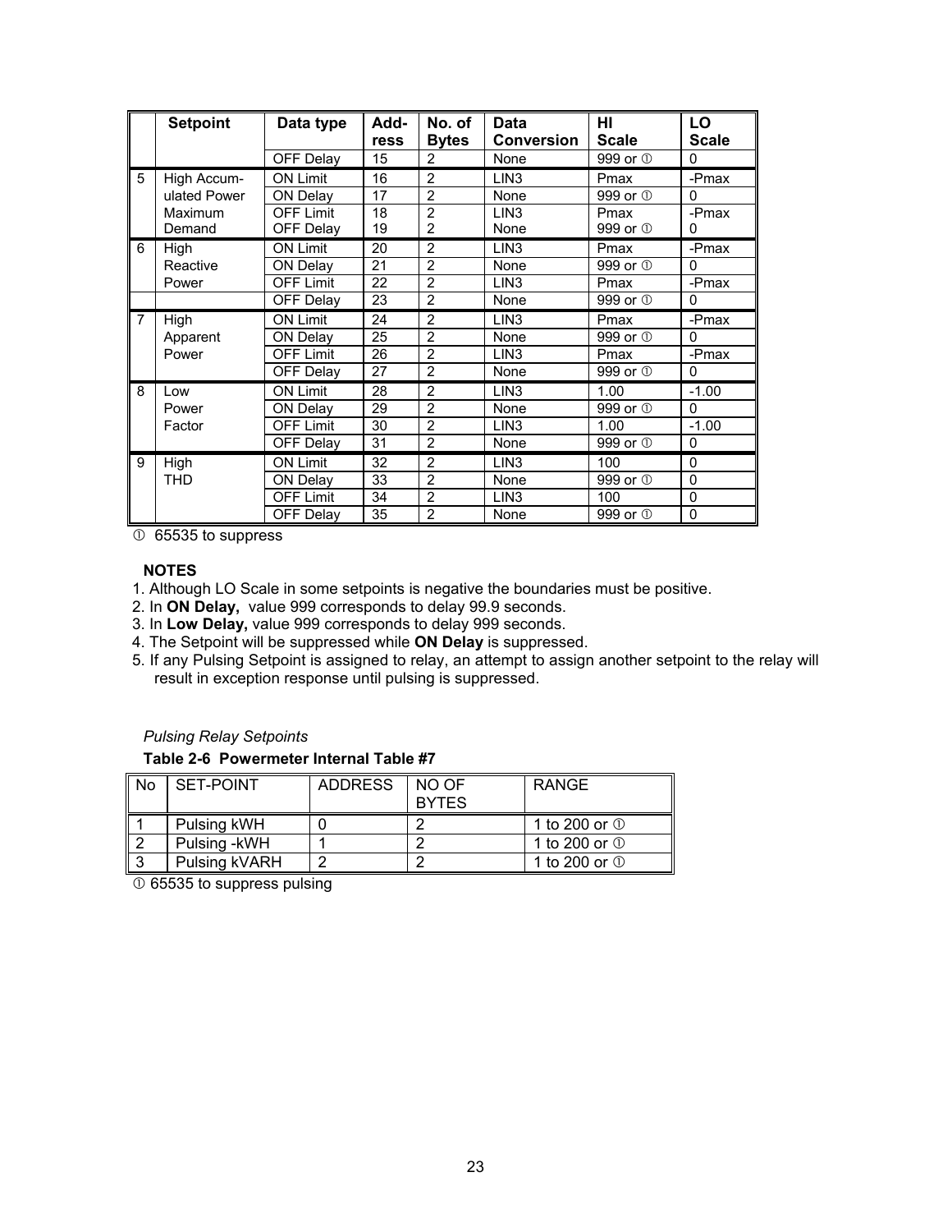| | Setpoint | Data type | Add-ress | No. of Bytes | Data Conversion | HI Scale | LO Scale |
|---|---|---|---|---|---|---|---|
| | | OFF Delay | 15 | 2 | None | 999 or ① | 0 |
| 5 | High Accum-ulated Power Maximum Demand | ON Limit | 16 | 2 | LIN3 | Pmax | -Pmax |
| | | ON Delay | 17 | 2 | None | 999 or ① | 0 |
| | | OFF Limit | 18 | 2 | LIN3 | Pmax | -Pmax |
| | | OFF Delay | 19 | 2 | None | 999 or ① | 0 |
| 6 | High Reactive Power | ON Limit | 20 | 2 | LIN3 | Pmax | -Pmax |
| | | ON Delay | 21 | 2 | None | 999 or ① | 0 |
| | | OFF Limit | 22 | 2 | LIN3 | Pmax | -Pmax |
| | | OFF Delay | 23 | 2 | None | 999 or ① | 0 |
| 7 | High Apparent Power | ON Limit | 24 | 2 | LIN3 | Pmax | -Pmax |
| | | ON Delay | 25 | 2 | None | 999 or ① | 0 |
| | | OFF Limit | 26 | 2 | LIN3 | Pmax | -Pmax |
| | | OFF Delay | 27 | 2 | None | 999 or ① | 0 |
| 8 | Low Power Factor | ON Limit | 28 | 2 | LIN3 | 1.00 | -1.00 |
| | | ON Delay | 29 | 2 | None | 999 or ① | 0 |
| | | OFF Limit | 30 | 2 | LIN3 | 1.00 | -1.00 |
| | | OFF Delay | 31 | 2 | None | 999 or ① | 0 |
| 9 | High THD | ON Limit | 32 | 2 | LIN3 | 100 | 0 |
| | | ON Delay | 33 | 2 | None | 999 or ① | 0 |
| | | OFF Limit | 34 | 2 | LIN3 | 100 | 0 |
| | | OFF Delay | 35 | 2 | None | 999 or ① | 0 |

① 65535 to suppress

**NOTES**

1. Although LO Scale in some setpoints is negative the boundaries must be positive.
2. In **ON Delay,** value 999 corresponds to delay 99.9 seconds.
3. In **Low Delay,** value 999 corresponds to delay 999 seconds.
4. The Setpoint will be suppressed while **ON Delay** is suppressed.
5. If any Pulsing Setpoint is assigned to relay, an attempt to assign another setpoint to the relay will result in exception response until pulsing is suppressed.

*Pulsing Relay Setpoints*

**Table 2-6 Powermeter Internal Table #7**

| No | SET-POINT | ADDRESS | NO OF BYTES | RANGE |
|---|---|---|---|---|
| 1 | Pulsing kWH | 0 | 2 | 1 to 200 or ① |
| 2 | Pulsing -kWH | 1 | 2 | 1 to 200 or ① |
| 3 | Pulsing kVARH | 2 | 2 | 1 to 200 or ① |

① 65535 to suppress pulsing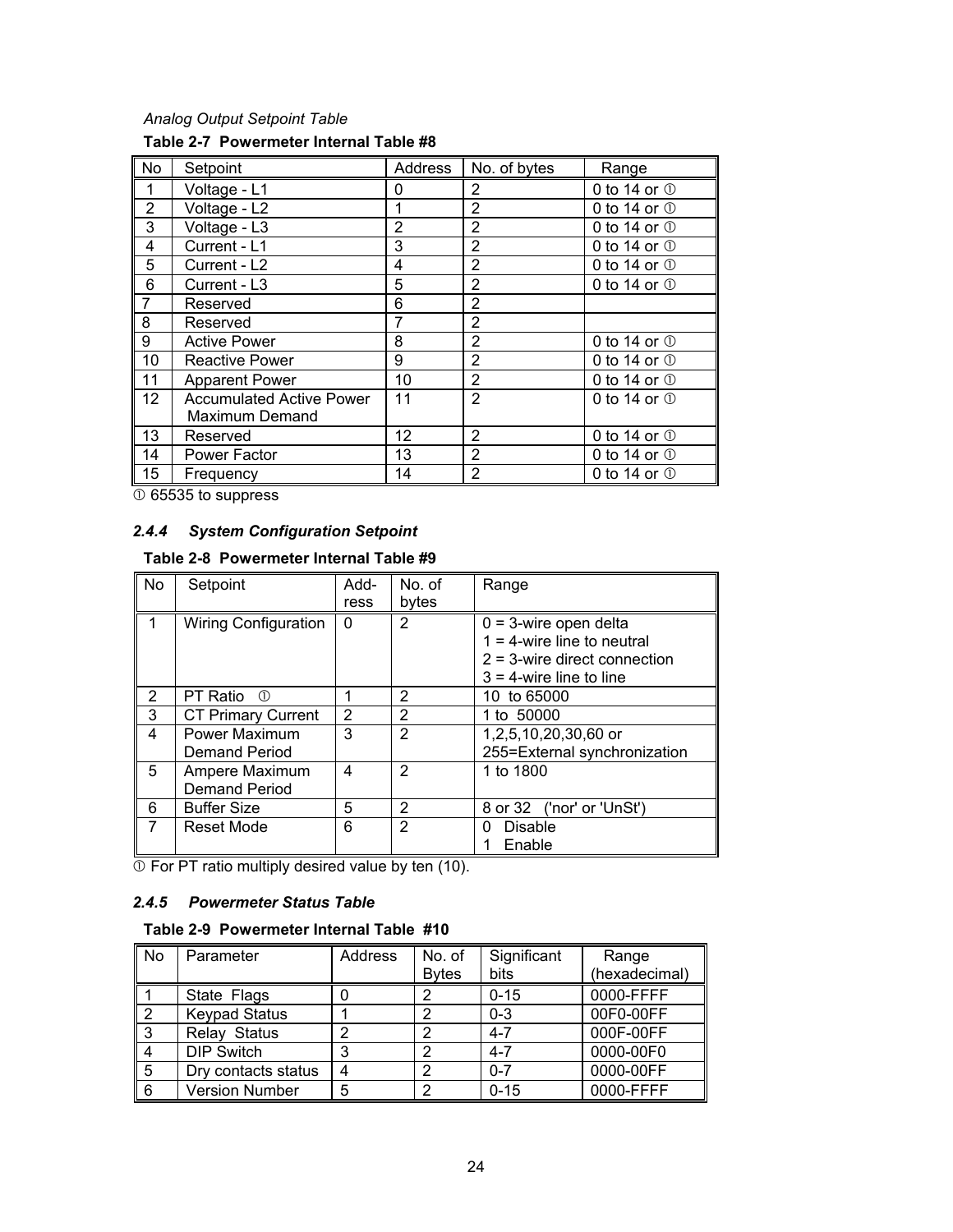*Analog Output Setpoint Table*

**Table 2-7 Powermeter Internal Table #8**

| No | Setpoint | Address | No. of bytes | Range |
|---|---|---|---|---|
| 1 | Voltage - L1 | 0 | 2 | 0 to 14 or ① |
| 2 | Voltage - L2 | 1 | 2 | 0 to 14 or ① |
| 3 | Voltage - L3 | 2 | 2 | 0 to 14 or ① |
| 4 | Current - L1 | 3 | 2 | 0 to 14 or ① |
| 5 | Current - L2 | 4 | 2 | 0 to 14 or ① |
| 6 | Current - L3 | 5 | 2 | 0 to 14 or ① |
| 7 | Reserved | 6 | 2 | |
| 8 | Reserved | 7 | 2 | |
| 9 | Active Power | 8 | 2 | 0 to 14 or ① |
| 10 | Reactive Power | 9 | 2 | 0 to 14 or ① |
| 11 | Apparent Power | 10 | 2 | 0 to 14 or ① |
| 12 | Accumulated Active Power Maximum Demand | 11 | 2 | 0 to 14 or ① |
| 13 | Reserved | 12 | 2 | 0 to 14 or ① |
| 14 | Power Factor | 13 | 2 | 0 to 14 or ① |
| 15 | Frequency | 14 | 2 | 0 to 14 or ① |

① 65535 to suppress

### *2.4.4 System Configuration Setpoint*

**Table 2-8 Powermeter Internal Table #9**

| No | Setpoint | Add-ress | No. of bytes | Range |
|---|---|---|---|---|
| 1 | Wiring Configuration | 0 | 2 | 0 = 3-wire open delta<br>1 = 4-wire line to neutral<br>2 = 3-wire direct connection<br>3 = 4-wire line to line |
| 2 | PT Ratio ① | 1 | 2 | 10 to 65000 |
| 3 | CT Primary Current | 2 | 2 | 1 to 50000 |
| 4 | Power Maximum Demand Period | 3 | 2 | 1,2,5,10,20,30,60 or 255=External synchronization |
| 5 | Ampere Maximum Demand Period | 4 | 2 | 1 to 1800 |
| 6 | Buffer Size | 5 | 2 | 8 or 32 ('nor' or 'UnSt') |
| 7 | Reset Mode | 6 | 2 | 0 Disable<br>1 Enable |

① For PT ratio multiply desired value by ten (10).

### *2.4.5 Powermeter Status Table*

**Table 2-9 Powermeter Internal Table #10**

| No | Parameter | Address | No. of Bytes | Significant bits | Range (hexadecimal) |
|---|---|---|---|---|---|
| 1 | State Flags | 0 | 2 | 0-15 | 0000-FFFF |
| 2 | Keypad Status | 1 | 2 | 0-3 | 00F0-00FF |
| 3 | Relay Status | 2 | 2 | 4-7 | 000F-00FF |
| 4 | DIP Switch | 3 | 2 | 4-7 | 0000-00F0 |
| 5 | Dry contacts status | 4 | 2 | 0-7 | 0000-00FF |
| 6 | Version Number | 5 | 2 | 0-15 | 0000-FFFF |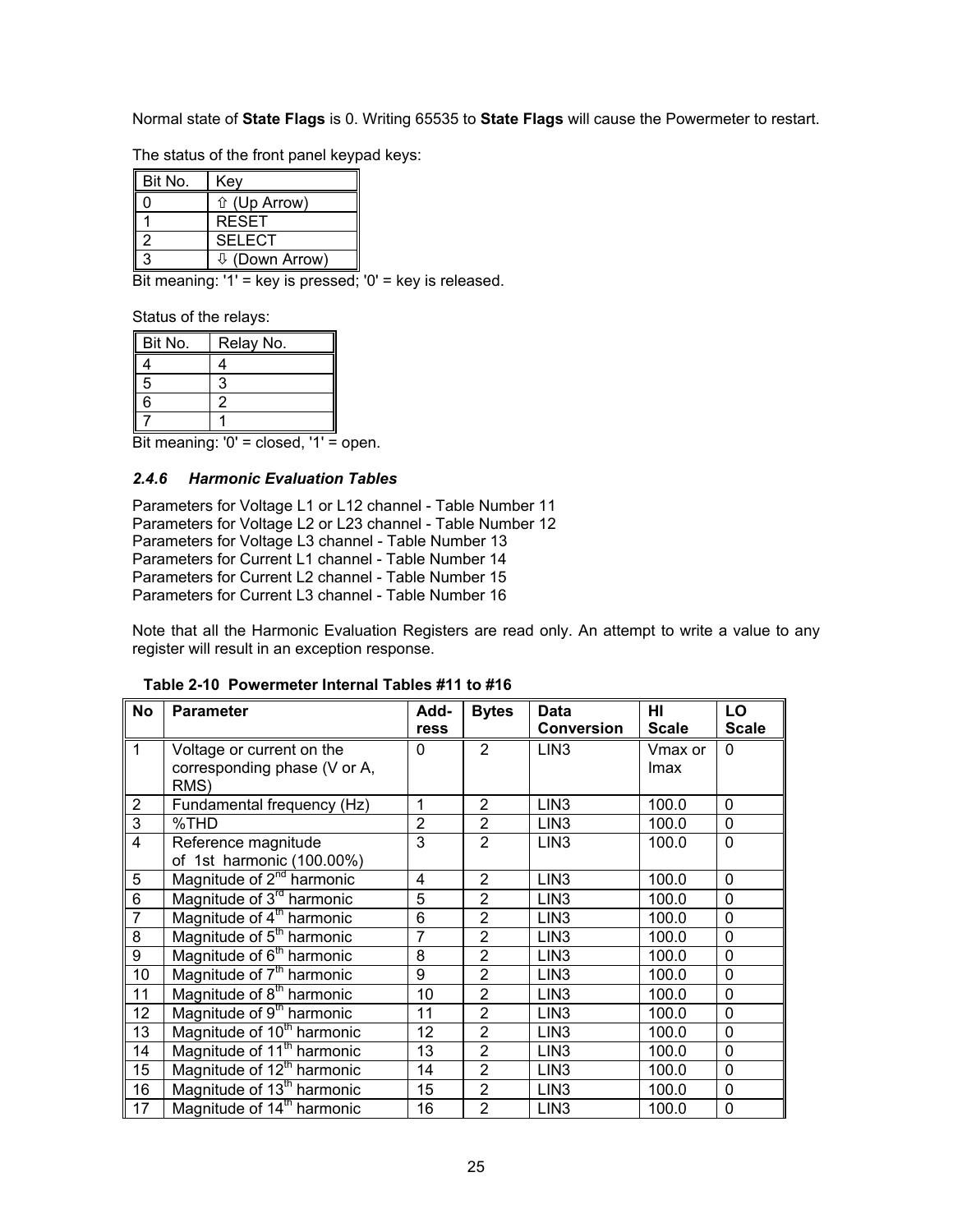Normal state of **State Flags** is 0. Writing 65535 to **State Flags** will cause the Powermeter to restart.

The status of the front panel keypad keys:

| Bit No. | Key |
|---|---|
| 0 | ⇧ (Up Arrow) |
| 1 | RESET |
| 2 | SELECT |
| 3 | ⇩ (Down Arrow) |

Bit meaning: '1' = key is pressed; '0' = key is released.

Status of the relays:

| Bit No. | Relay No. |
|---|---|
| 4 | 4 |
| 5 | 3 |
| 6 | 2 |
| 7 | 1 |

Bit meaning: '0' = closed, '1' = open.

### *2.4.6 Harmonic Evaluation Tables*

Parameters for Voltage L1 or L12 channel - Table Number 11
Parameters for Voltage L2 or L23 channel - Table Number 12
Parameters for Voltage L3 channel - Table Number 13
Parameters for Current L1 channel - Table Number 14
Parameters for Current L2 channel - Table Number 15
Parameters for Current L3 channel - Table Number 16

Note that all the Harmonic Evaluation Registers are read only. An attempt to write a value to any register will result in an exception response.

**Table 2-10 Powermeter Internal Tables #11 to #16**

| No | Parameter | Add-ress | Bytes | Data Conversion | HI Scale | LO Scale |
|---|---|---|---|---|---|---|
| 1 | Voltage or current on the corresponding phase (V or A, RMS) | 0 | 2 | LIN3 | Vmax or Imax | 0 |
| 2 | Fundamental frequency (Hz) | 1 | 2 | LIN3 | 100.0 | 0 |
| 3 | %THD | 2 | 2 | LIN3 | 100.0 | 0 |
| 4 | Reference magnitude of 1st harmonic (100.00%) | 3 | 2 | LIN3 | 100.0 | 0 |
| 5 | Magnitude of 2nd harmonic | 4 | 2 | LIN3 | 100.0 | 0 |
| 6 | Magnitude of 3rd harmonic | 5 | 2 | LIN3 | 100.0 | 0 |
| 7 | Magnitude of 4th harmonic | 6 | 2 | LIN3 | 100.0 | 0 |
| 8 | Magnitude of 5th harmonic | 7 | 2 | LIN3 | 100.0 | 0 |
| 9 | Magnitude of 6th harmonic | 8 | 2 | LIN3 | 100.0 | 0 |
| 10 | Magnitude of 7th harmonic | 9 | 2 | LIN3 | 100.0 | 0 |
| 11 | Magnitude of 8th harmonic | 10 | 2 | LIN3 | 100.0 | 0 |
| 12 | Magnitude of 9th harmonic | 11 | 2 | LIN3 | 100.0 | 0 |
| 13 | Magnitude of 10th harmonic | 12 | 2 | LIN3 | 100.0 | 0 |
| 14 | Magnitude of 11th harmonic | 13 | 2 | LIN3 | 100.0 | 0 |
| 15 | Magnitude of 12th harmonic | 14 | 2 | LIN3 | 100.0 | 0 |
| 16 | Magnitude of 13th harmonic | 15 | 2 | LIN3 | 100.0 | 0 |
| 17 | Magnitude of 14th harmonic | 16 | 2 | LIN3 | 100.0 | 0 |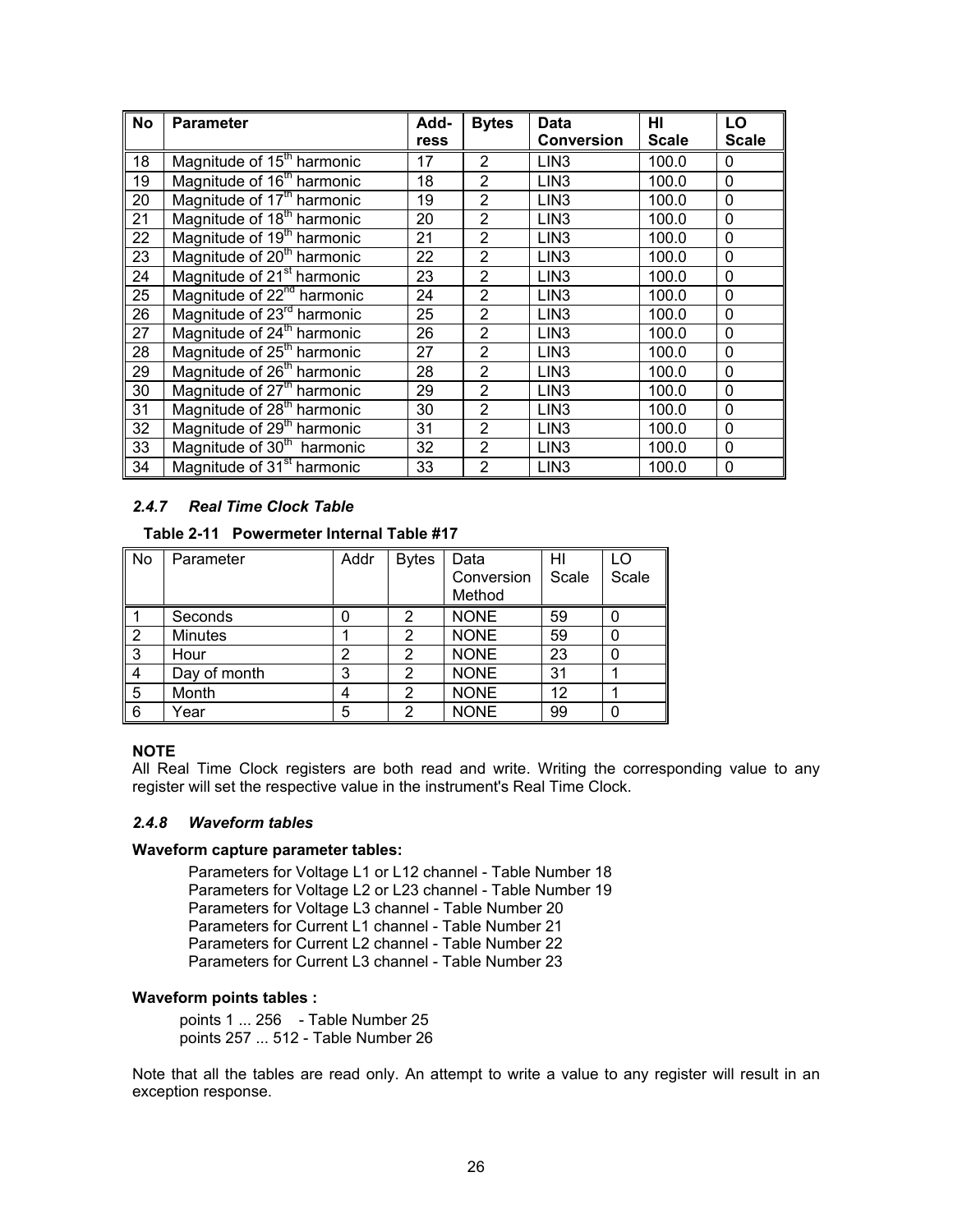| No | Parameter | Add-ress | Bytes | Data Conversion | HI Scale | LO Scale |
|---|---|---|---|---|---|---|
| 18 | Magnitude of 15th harmonic | 17 | 2 | LIN3 | 100.0 | 0 |
| 19 | Magnitude of 16th harmonic | 18 | 2 | LIN3 | 100.0 | 0 |
| 20 | Magnitude of 17th harmonic | 19 | 2 | LIN3 | 100.0 | 0 |
| 21 | Magnitude of 18th harmonic | 20 | 2 | LIN3 | 100.0 | 0 |
| 22 | Magnitude of 19th harmonic | 21 | 2 | LIN3 | 100.0 | 0 |
| 23 | Magnitude of 20th harmonic | 22 | 2 | LIN3 | 100.0 | 0 |
| 24 | Magnitude of 21st harmonic | 23 | 2 | LIN3 | 100.0 | 0 |
| 25 | Magnitude of 22nd harmonic | 24 | 2 | LIN3 | 100.0 | 0 |
| 26 | Magnitude of 23rd harmonic | 25 | 2 | LIN3 | 100.0 | 0 |
| 27 | Magnitude of 24th harmonic | 26 | 2 | LIN3 | 100.0 | 0 |
| 28 | Magnitude of 25th harmonic | 27 | 2 | LIN3 | 100.0 | 0 |
| 29 | Magnitude of 26th harmonic | 28 | 2 | LIN3 | 100.0 | 0 |
| 30 | Magnitude of 27th harmonic | 29 | 2 | LIN3 | 100.0 | 0 |
| 31 | Magnitude of 28th harmonic | 30 | 2 | LIN3 | 100.0 | 0 |
| 32 | Magnitude of 29th harmonic | 31 | 2 | LIN3 | 100.0 | 0 |
| 33 | Magnitude of 30th harmonic | 32 | 2 | LIN3 | 100.0 | 0 |
| 34 | Magnitude of 31st harmonic | 33 | 2 | LIN3 | 100.0 | 0 |

### *2.4.7 Real Time Clock Table*

**Table 2-11 Powermeter Internal Table #17**

| No | Parameter | Addr | Bytes | Data Conversion Method | HI Scale | LO Scale |
|---|---|---|---|---|---|---|
| 1 | Seconds | 0 | 2 | NONE | 59 | 0 |
| 2 | Minutes | 1 | 2 | NONE | 59 | 0 |
| 3 | Hour | 2 | 2 | NONE | 23 | 0 |
| 4 | Day of month | 3 | 2 | NONE | 31 | 1 |
| 5 | Month | 4 | 2 | NONE | 12 | 1 |
| 6 | Year | 5 | 2 | NONE | 99 | 0 |

**NOTE**

All Real Time Clock registers are both read and write. Writing the corresponding value to any register will set the respective value in the instrument's Real Time Clock.

### *2.4.8 Waveform tables*

**Waveform capture parameter tables:**

Parameters for Voltage L1 or L12 channel - Table Number 18
Parameters for Voltage L2 or L23 channel - Table Number 19
Parameters for Voltage L3 channel - Table Number 20
Parameters for Current L1 channel - Table Number 21
Parameters for Current L2 channel - Table Number 22
Parameters for Current L3 channel - Table Number 23

**Waveform points tables :**

points 1 ... 256 - Table Number 25
points 257 ... 512 - Table Number 26

Note that all the tables are read only. An attempt to write a value to any register will result in an exception response.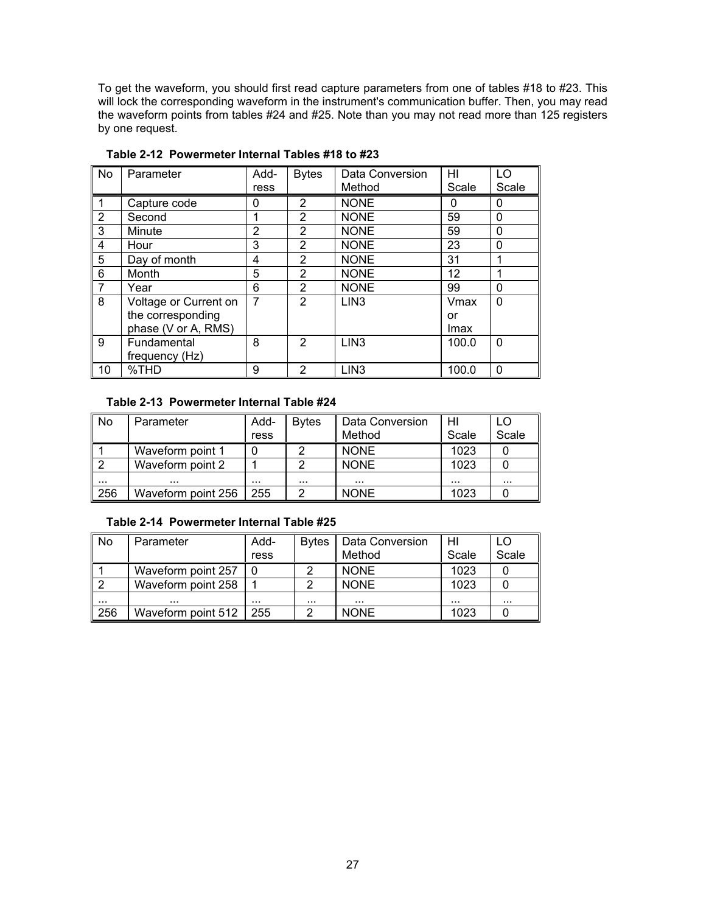To get the waveform, you should first read capture parameters from one of tables #18 to #23. This will lock the corresponding waveform in the instrument's communication buffer. Then, you may read the waveform points from tables #24 and #25. Note than you may not read more than 125 registers by one request.

**Table 2-12 Powermeter Internal Tables #18 to #23**

| No | Parameter | Add-ress | Bytes | Data Conversion Method | HI Scale | LO Scale |
|---|---|---|---|---|---|---|
| 1 | Capture code | 0 | 2 | NONE | 0 | 0 |
| 2 | Second | 1 | 2 | NONE | 59 | 0 |
| 3 | Minute | 2 | 2 | NONE | 59 | 0 |
| 4 | Hour | 3 | 2 | NONE | 23 | 0 |
| 5 | Day of month | 4 | 2 | NONE | 31 | 1 |
| 6 | Month | 5 | 2 | NONE | 12 | 1 |
| 7 | Year | 6 | 2 | NONE | 99 | 0 |
| 8 | Voltage or Current on the corresponding phase (V or A, RMS) | 7 | 2 | LIN3 | Vmax or Imax | 0 |
| 9 | Fundamental frequency (Hz) | 8 | 2 | LIN3 | 100.0 | 0 |
| 10 | %THD | 9 | 2 | LIN3 | 100.0 | 0 |

**Table 2-13 Powermeter Internal Table #24**

| No | Parameter | Add-ress | Bytes | Data Conversion Method | HI Scale | LO Scale |
|---|---|---|---|---|---|---|
| 1 | Waveform point 1 | 0 | 2 | NONE | 1023 | 0 |
| 2 | Waveform point 2 | 1 | 2 | NONE | 1023 | 0 |
| ... | ... | ... | ... | ... | ... | ... |
| 256 | Waveform point 256 | 255 | 2 | NONE | 1023 | 0 |

**Table 2-14 Powermeter Internal Table #25**

| No | Parameter | Add-ress | Bytes | Data Conversion Method | HI Scale | LO Scale |
|---|---|---|---|---|---|---|
| 1 | Waveform point 257 | 0 | 2 | NONE | 1023 | 0 |
| 2 | Waveform point 258 | 1 | 2 | NONE | 1023 | 0 |
| ... | ... | ... | ... | ... | ... | ... |
| 256 | Waveform point 512 | 255 | 2 | NONE | 1023 | 0 |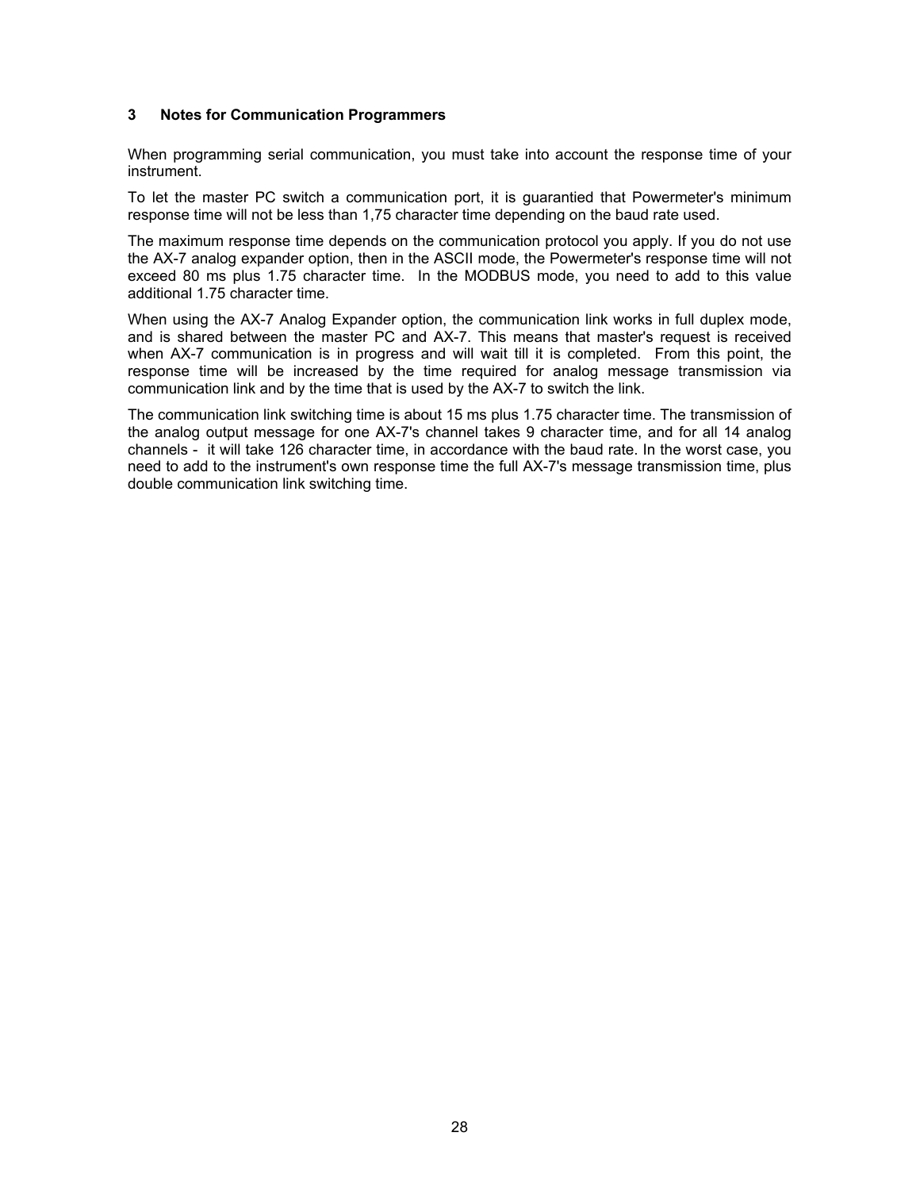## 3 Notes for Communication Programmers

When programming serial communication, you must take into account the response time of your instrument.

To let the master PC switch a communication port, it is guarantied that Powermeter's minimum response time will not be less than 1,75 character time depending on the baud rate used.

The maximum response time depends on the communication protocol you apply. If you do not use the AX-7 analog expander option, then in the ASCII mode, the Powermeter's response time will not exceed 80 ms plus 1.75 character time. In the MODBUS mode, you need to add to this value additional 1.75 character time.

When using the AX-7 Analog Expander option, the communication link works in full duplex mode, and is shared between the master PC and AX-7. This means that master's request is received when AX-7 communication is in progress and will wait till it is completed. From this point, the response time will be increased by the time required for analog message transmission via communication link and by the time that is used by the AX-7 to switch the link.

The communication link switching time is about 15 ms plus 1.75 character time. The transmission of the analog output message for one AX-7's channel takes 9 character time, and for all 14 analog channels - it will take 126 character time, in accordance with the baud rate. In the worst case, you need to add to the instrument's own response time the full AX-7's message transmission time, plus double communication link switching time.